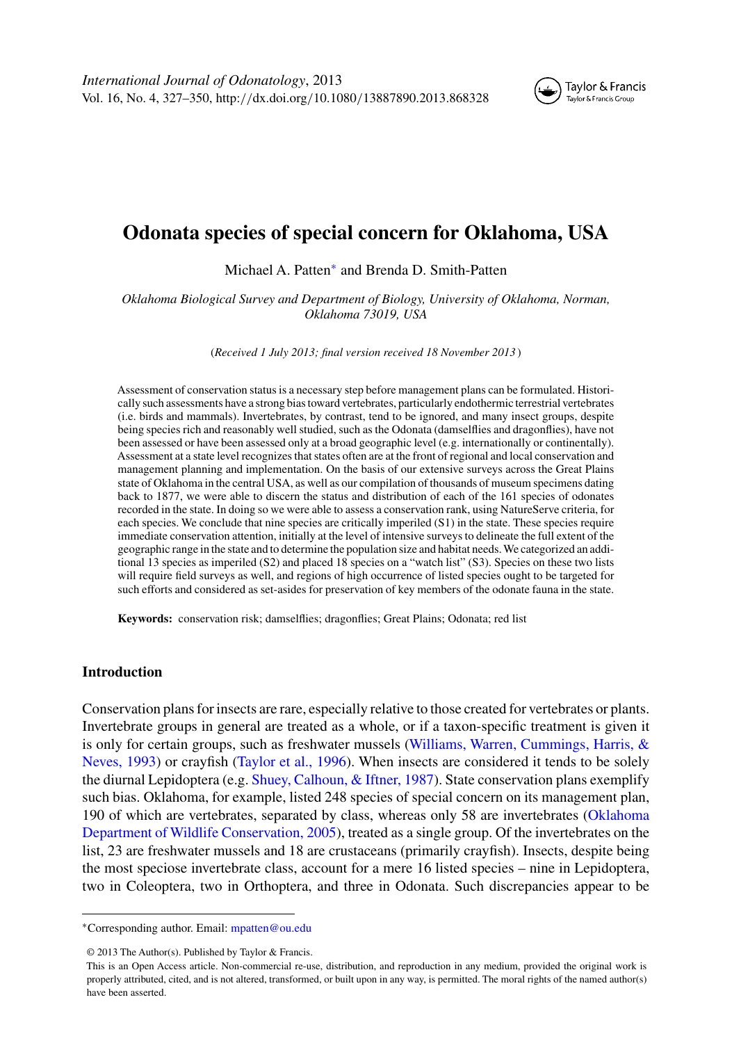*International Journal of Odonatology*, 2013
Vol. 16, No. 4, 327–350, http://dx.doi.org/10.1080/13887890.2013.868328

# Odonata species of special concern for Oklahoma, USA

Michael A. Patten* and Brenda D. Smith-Patten

*Oklahoma Biological Survey and Department of Biology, University of Oklahoma, Norman, Oklahoma 73019, USA*

(*Received 1 July 2013; final version received 18 November 2013*)

Assessment of conservation status is a necessary step before management plans can be formulated. Historically such assessments have a strong bias toward vertebrates, particularly endothermic terrestrial vertebrates (i.e. birds and mammals). Invertebrates, by contrast, tend to be ignored, and many insect groups, despite being species rich and reasonably well studied, such as the Odonata (damselflies and dragonflies), have not been assessed or have been assessed only at a broad geographic level (e.g. internationally or continentally). Assessment at a state level recognizes that states often are at the front of regional and local conservation and management planning and implementation. On the basis of our extensive surveys across the Great Plains state of Oklahoma in the central USA, as well as our compilation of thousands of museum specimens dating back to 1877, we were able to discern the status and distribution of each of the 161 species of odonates recorded in the state. In doing so we were able to assess a conservation rank, using NatureServe criteria, for each species. We conclude that nine species are critically imperiled (S1) in the state. These species require immediate conservation attention, initially at the level of intensive surveys to delineate the full extent of the geographic range in the state and to determine the population size and habitat needs. We categorized an additional 13 species as imperiled (S2) and placed 18 species on a "watch list" (S3). Species on these two lists will require field surveys as well, and regions of high occurrence of listed species ought to be targeted for such efforts and considered as set-asides for preservation of key members of the odonate fauna in the state.

**Keywords:** conservation risk; damselflies; dragonflies; Great Plains; Odonata; red list

## Introduction

Conservation plans for insects are rare, especially relative to those created for vertebrates or plants. Invertebrate groups in general are treated as a whole, or if a taxon-specific treatment is given it is only for certain groups, such as freshwater mussels (Williams, Warren, Cummings, Harris, & Neves, 1993) or crayfish (Taylor et al., 1996). When insects are considered it tends to be solely the diurnal Lepidoptera (e.g. Shuey, Calhoun, & Iftner, 1987). State conservation plans exemplify such bias. Oklahoma, for example, listed 248 species of special concern on its management plan, 190 of which are vertebrates, separated by class, whereas only 58 are invertebrates (Oklahoma Department of Wildlife Conservation, 2005), treated as a single group. Of the invertebrates on the list, 23 are freshwater mussels and 18 are crustaceans (primarily crayfish). Insects, despite being the most speciose invertebrate class, account for a mere 16 listed species – nine in Lepidoptera, two in Coleoptera, two in Orthoptera, and three in Odonata. Such discrepancies appear to be

*Corresponding author. Email: mpatten@ou.edu

© 2013 The Author(s). Published by Taylor & Francis.
This is an Open Access article. Non-commercial re-use, distribution, and reproduction in any medium, provided the original work is properly attributed, cited, and is not altered, transformed, or built upon in any way, is permitted. The moral rights of the named author(s) have been asserted.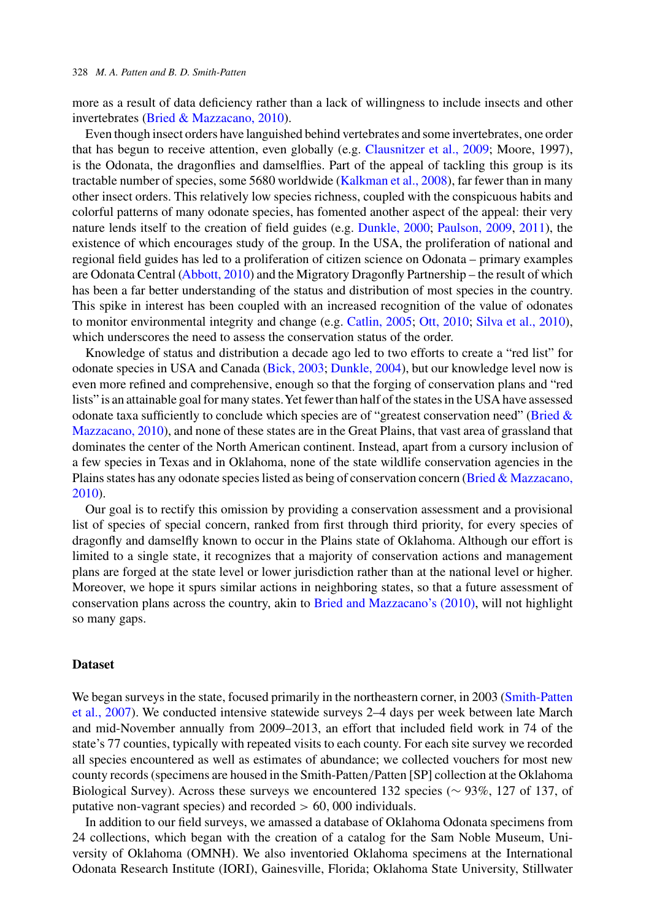more as a result of data deficiency rather than a lack of willingness to include insects and other invertebrates (Bried & Mazzacano, 2010).

Even though insect orders have languished behind vertebrates and some invertebrates, one order that has begun to receive attention, even globally (e.g. Clausnitzer et al., 2009; Moore, 1997), is the Odonata, the dragonflies and damselflies. Part of the appeal of tackling this group is its tractable number of species, some 5680 worldwide (Kalkman et al., 2008), far fewer than in many other insect orders. This relatively low species richness, coupled with the conspicuous habits and colorful patterns of many odonate species, has fomented another aspect of the appeal: their very nature lends itself to the creation of field guides (e.g. Dunkle, 2000; Paulson, 2009, 2011), the existence of which encourages study of the group. In the USA, the proliferation of national and regional field guides has led to a proliferation of citizen science on Odonata – primary examples are Odonata Central (Abbott, 2010) and the Migratory Dragonfly Partnership – the result of which has been a far better understanding of the status and distribution of most species in the country. This spike in interest has been coupled with an increased recognition of the value of odonates to monitor environmental integrity and change (e.g. Catlin, 2005; Ott, 2010; Silva et al., 2010), which underscores the need to assess the conservation status of the order.

Knowledge of status and distribution a decade ago led to two efforts to create a "red list" for odonate species in USA and Canada (Bick, 2003; Dunkle, 2004), but our knowledge level now is even more refined and comprehensive, enough so that the forging of conservation plans and "red lists" is an attainable goal for many states. Yet fewer than half of the states in the USA have assessed odonate taxa sufficiently to conclude which species are of "greatest conservation need" (Bried & Mazzacano, 2010), and none of these states are in the Great Plains, that vast area of grassland that dominates the center of the North American continent. Instead, apart from a cursory inclusion of a few species in Texas and in Oklahoma, none of the state wildlife conservation agencies in the Plains states has any odonate species listed as being of conservation concern (Bried & Mazzacano, 2010).

Our goal is to rectify this omission by providing a conservation assessment and a provisional list of species of special concern, ranked from first through third priority, for every species of dragonfly and damselfly known to occur in the Plains state of Oklahoma. Although our effort is limited to a single state, it recognizes that a majority of conservation actions and management plans are forged at the state level or lower jurisdiction rather than at the national level or higher. Moreover, we hope it spurs similar actions in neighboring states, so that a future assessment of conservation plans across the country, akin to Bried and Mazzacano's (2010), will not highlight so many gaps.

## Dataset

We began surveys in the state, focused primarily in the northeastern corner, in 2003 (Smith-Patten et al., 2007). We conducted intensive statewide surveys 2–4 days per week between late March and mid-November annually from 2009–2013, an effort that included field work in 74 of the state's 77 counties, typically with repeated visits to each county. For each site survey we recorded all species encountered as well as estimates of abundance; we collected vouchers for most new county records (specimens are housed in the Smith-Patten/Patten [SP] collection at the Oklahoma Biological Survey). Across these surveys we encountered 132 species ($\sim 93\%$, 127 of 137, of putative non-vagrant species) and recorded $> 60,000$ individuals.

In addition to our field surveys, we amassed a database of Oklahoma Odonata specimens from 24 collections, which began with the creation of a catalog for the Sam Noble Museum, University of Oklahoma (OMNH). We also inventoried Oklahoma specimens at the International Odonata Research Institute (IORI), Gainesville, Florida; Oklahoma State University, Stillwater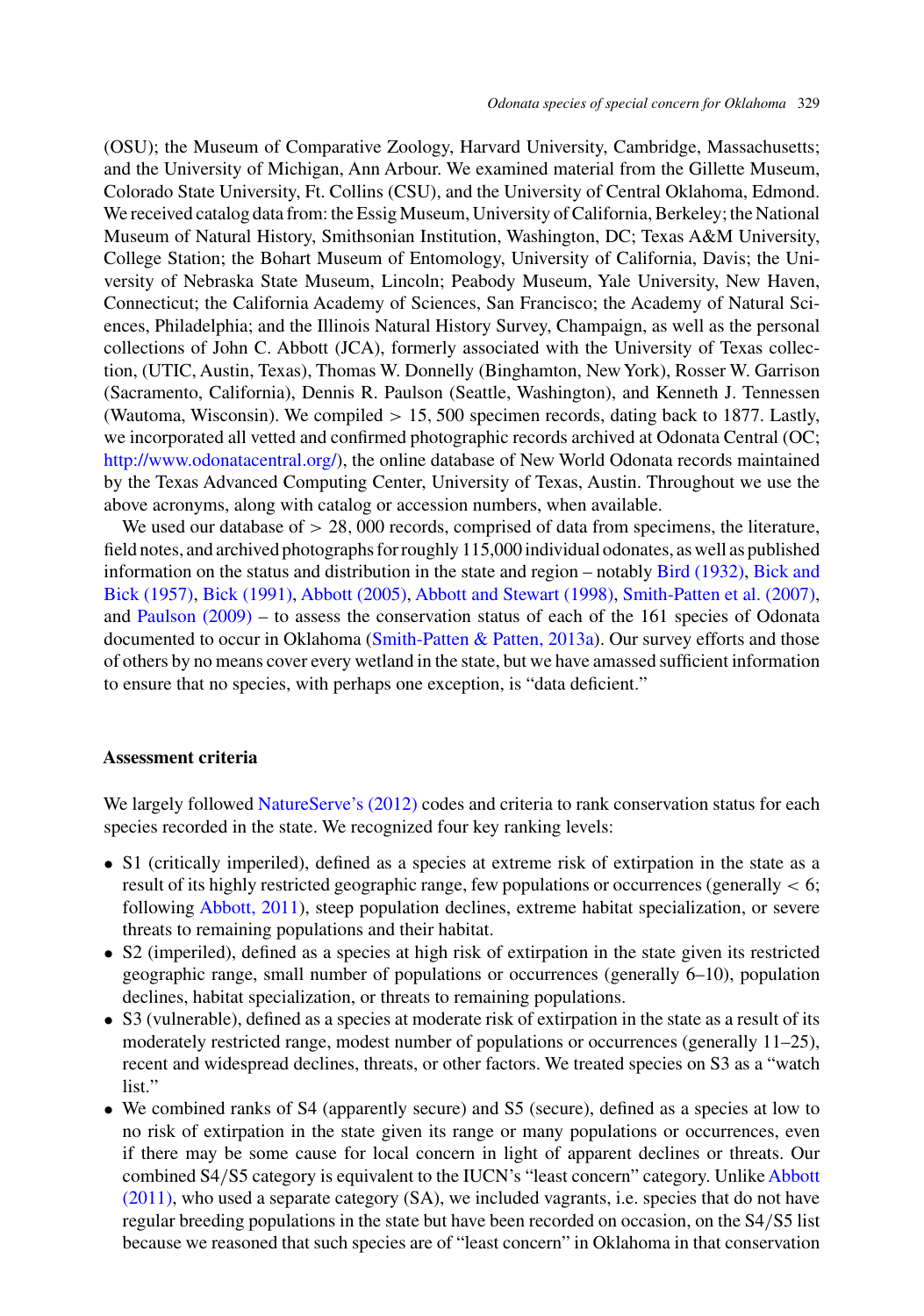(OSU); the Museum of Comparative Zoology, Harvard University, Cambridge, Massachusetts; and the University of Michigan, Ann Arbour. We examined material from the Gillette Museum, Colorado State University, Ft. Collins (CSU), and the University of Central Oklahoma, Edmond. We received catalog data from: the Essig Museum, University of California, Berkeley; the National Museum of Natural History, Smithsonian Institution, Washington, DC; Texas A&M University, College Station; the Bohart Museum of Entomology, University of California, Davis; the University of Nebraska State Museum, Lincoln; Peabody Museum, Yale University, New Haven, Connecticut; the California Academy of Sciences, San Francisco; the Academy of Natural Sciences, Philadelphia; and the Illinois Natural History Survey, Champaign, as well as the personal collections of John C. Abbott (JCA), formerly associated with the University of Texas collection, (UTIC, Austin, Texas), Thomas W. Donnelly (Binghamton, New York), Rosser W. Garrison (Sacramento, California), Dennis R. Paulson (Seattle, Washington), and Kenneth J. Tennessen (Wautoma, Wisconsin). We compiled $> 15,500$ specimen records, dating back to 1877. Lastly, we incorporated all vetted and confirmed photographic records archived at Odonata Central (OC; http://www.odonatacentral.org/), the online database of New World Odonata records maintained by the Texas Advanced Computing Center, University of Texas, Austin. Throughout we use the above acronyms, along with catalog or accession numbers, when available.

We used our database of $> 28,000$ records, comprised of data from specimens, the literature, field notes, and archived photographs for roughly 115,000 individual odonates, as well as published information on the status and distribution in the state and region – notably Bird (1932), Bick and Bick (1957), Bick (1991), Abbott (2005), Abbott and Stewart (1998), Smith-Patten et al. (2007), and Paulson (2009) – to assess the conservation status of each of the 161 species of Odonata documented to occur in Oklahoma (Smith-Patten & Patten, 2013a). Our survey efforts and those of others by no means cover every wetland in the state, but we have amassed sufficient information to ensure that no species, with perhaps one exception, is "data deficient."

## Assessment criteria

We largely followed NatureServe's (2012) codes and criteria to rank conservation status for each species recorded in the state. We recognized four key ranking levels:

- S1 (critically imperiled), defined as a species at extreme risk of extirpation in the state as a result of its highly restricted geographic range, few populations or occurrences (generally $< 6$; following Abbott, 2011), steep population declines, extreme habitat specialization, or severe threats to remaining populations and their habitat.
- S2 (imperiled), defined as a species at high risk of extirpation in the state given its restricted geographic range, small number of populations or occurrences (generally 6–10), population declines, habitat specialization, or threats to remaining populations.
- S3 (vulnerable), defined as a species at moderate risk of extirpation in the state as a result of its moderately restricted range, modest number of populations or occurrences (generally 11–25), recent and widespread declines, threats, or other factors. We treated species on S3 as a "watch list."
- We combined ranks of S4 (apparently secure) and S5 (secure), defined as a species at low to no risk of extirpation in the state given its range or many populations or occurrences, even if there may be some cause for local concern in light of apparent declines or threats. Our combined S4/S5 category is equivalent to the IUCN's "least concern" category. Unlike Abbott (2011), who used a separate category (SA), we included vagrants, i.e. species that do not have regular breeding populations in the state but have been recorded on occasion, on the S4/S5 list because we reasoned that such species are of "least concern" in Oklahoma in that conservation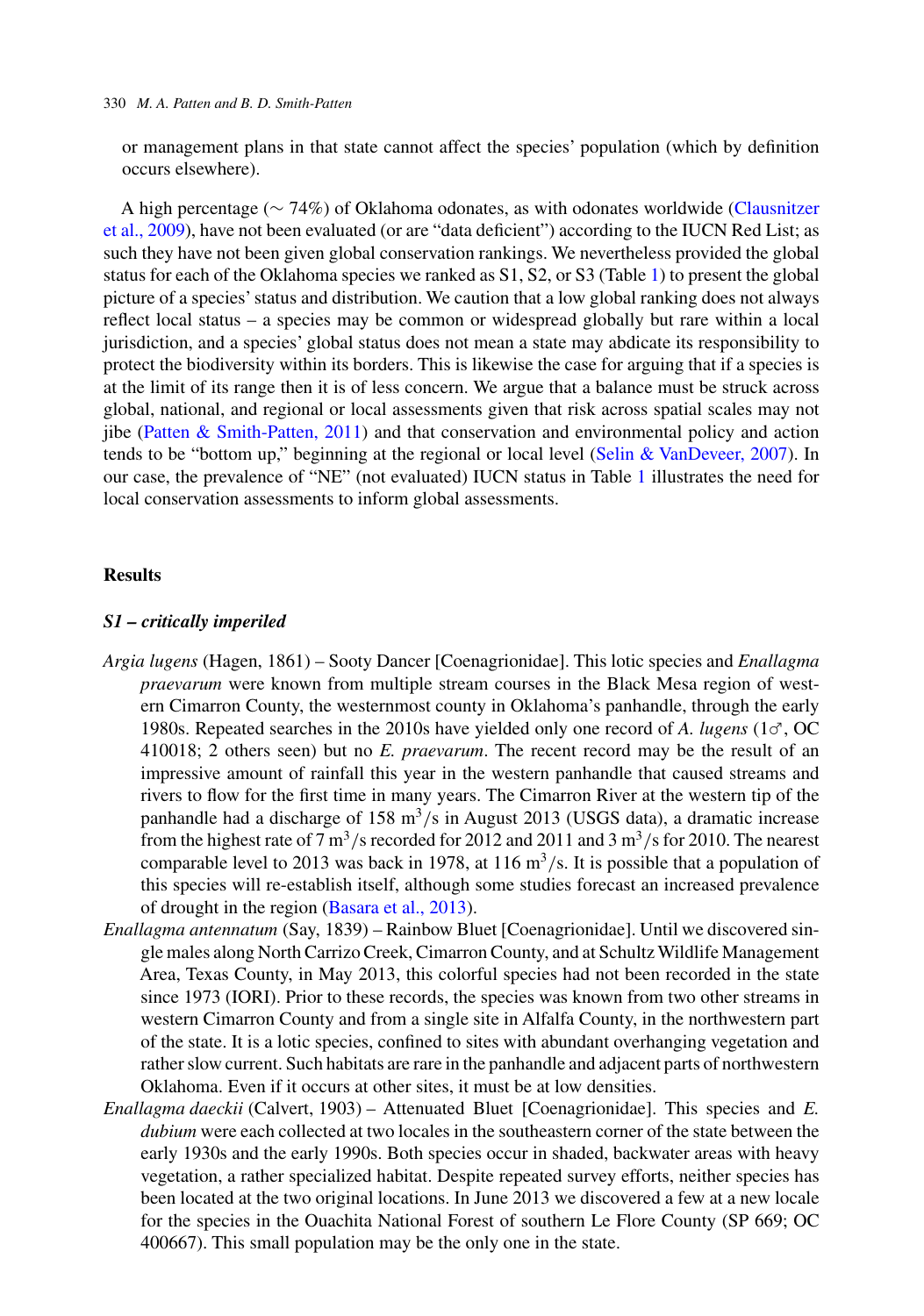or management plans in that state cannot affect the species' population (which by definition occurs elsewhere).

A high percentage (∼ 74%) of Oklahoma odonates, as with odonates worldwide (Clausnitzer et al., 2009), have not been evaluated (or are "data deficient") according to the IUCN Red List; as such they have not been given global conservation rankings. We nevertheless provided the global status for each of the Oklahoma species we ranked as S1, S2, or S3 (Table 1) to present the global picture of a species' status and distribution. We caution that a low global ranking does not always reflect local status – a species may be common or widespread globally but rare within a local jurisdiction, and a species' global status does not mean a state may abdicate its responsibility to protect the biodiversity within its borders. This is likewise the case for arguing that if a species is at the limit of its range then it is of less concern. We argue that a balance must be struck across global, national, and regional or local assessments given that risk across spatial scales may not jibe (Patten & Smith-Patten, 2011) and that conservation and environmental policy and action tends to be "bottom up," beginning at the regional or local level (Selin & VanDeveer, 2007). In our case, the prevalence of "NE" (not evaluated) IUCN status in Table 1 illustrates the need for local conservation assessments to inform global assessments.

## Results

### *S1 – critically imperiled*

*Argia lugens* (Hagen, 1861) – Sooty Dancer [Coenagrionidae]. This lotic species and *Enallagma praevarum* were known from multiple stream courses in the Black Mesa region of western Cimarron County, the westernmost county in Oklahoma's panhandle, through the early 1980s. Repeated searches in the 2010s have yielded only one record of *A. lugens* (1♂, OC 410018; 2 others seen) but no *E. praevarum*. The recent record may be the result of an impressive amount of rainfall this year in the western panhandle that caused streams and rivers to flow for the first time in many years. The Cimarron River at the western tip of the panhandle had a discharge of 158 $m^3/s$ in August 2013 (USGS data), a dramatic increase from the highest rate of 7 $m^3/s$ recorded for 2012 and 2011 and 3 $m^3/s$ for 2010. The nearest comparable level to 2013 was back in 1978, at 116 $m^3/s$. It is possible that a population of this species will re-establish itself, although some studies forecast an increased prevalence of drought in the region (Basara et al., 2013).

*Enallagma antennatum* (Say, 1839) – Rainbow Bluet [Coenagrionidae]. Until we discovered single males along North Carrizo Creek, Cimarron County, and at Schultz Wildlife Management Area, Texas County, in May 2013, this colorful species had not been recorded in the state since 1973 (IORI). Prior to these records, the species was known from two other streams in western Cimarron County and from a single site in Alfalfa County, in the northwestern part of the state. It is a lotic species, confined to sites with abundant overhanging vegetation and rather slow current. Such habitats are rare in the panhandle and adjacent parts of northwestern Oklahoma. Even if it occurs at other sites, it must be at low densities.

*Enallagma daeckii* (Calvert, 1903) – Attenuated Bluet [Coenagrionidae]. This species and *E. dubium* were each collected at two locales in the southeastern corner of the state between the early 1930s and the early 1990s. Both species occur in shaded, backwater areas with heavy vegetation, a rather specialized habitat. Despite repeated survey efforts, neither species has been located at the two original locations. In June 2013 we discovered a few at a new locale for the species in the Ouachita National Forest of southern Le Flore County (SP 669; OC 400667). This small population may be the only one in the state.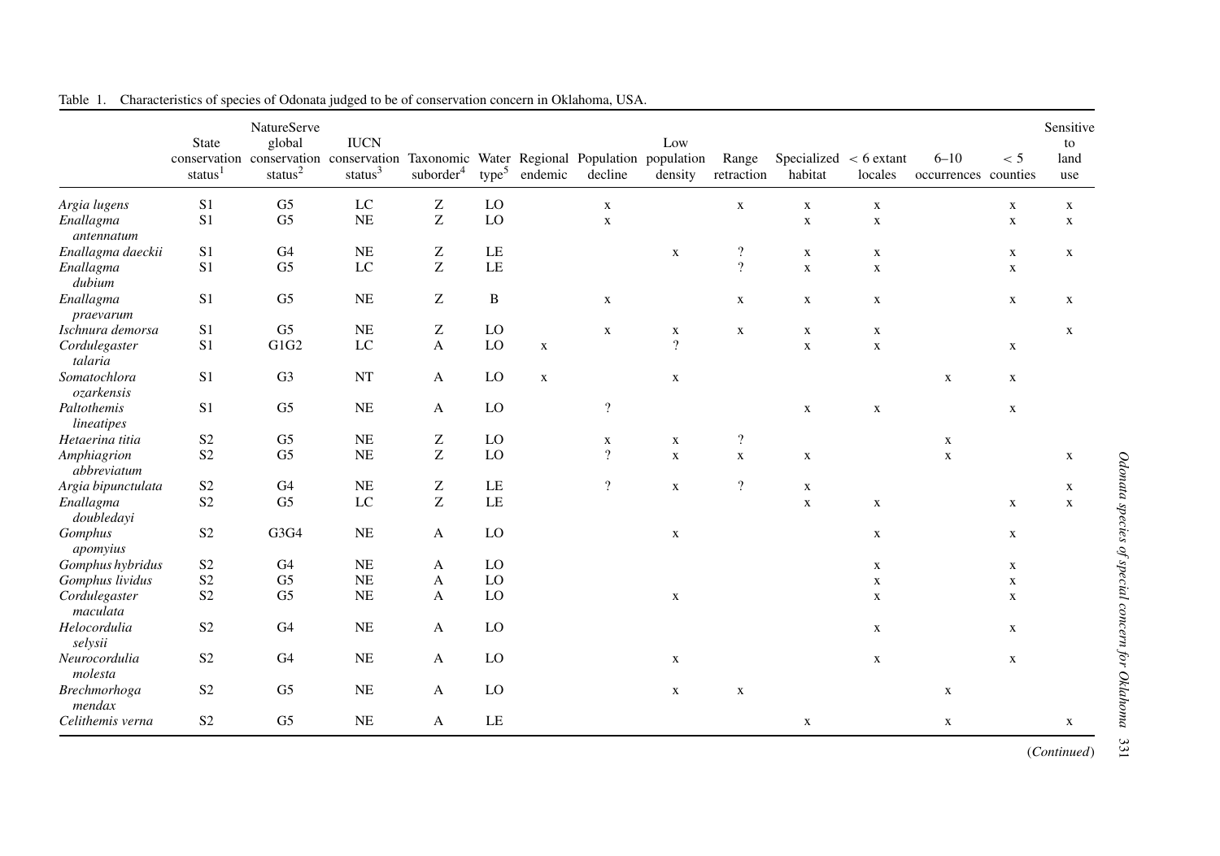Table 1. Characteristics of species of Odonata judged to be of conservation concern in Oklahoma, USA.

| | State conservation status[1] | NatureServe global conservation status[2] | IUCN conservation status[3] | Taxonomic suborder[4] | Water type[5] | Regional endemic | Population decline | Low population density | Range retraction | Specialized habitat | < 6 extant locales | 6–10 occurrences | < 5 counties | Sensitive to land use |
|---|---|---|---|---|---|---|---|---|---|---|---|---|---|---|
| *Argia lugens* | S1 | G5 | LC | Z | LO | | x | | x | x | x | | x | x |
| *Enallagma antennatum* | S1 | G5 | NE | Z | LO | | x | | | x | x | | x | x |
| *Enallagma daeckii* | S1 | G4 | NE | Z | LE | | | x | ? | x | x | | x | x |
| *Enallagma dubium* | S1 | G5 | LC | Z | LE | | | | ? | x | x | | x | |
| *Enallagma praevarum* | S1 | G5 | NE | Z | B | | x | | x | x | x | | x | x |
| *Ischnura demorsa* | S1 | G5 | NE | Z | LO | | x | x | x | x | x | | | x |
| *Cordulegaster talaria* | S1 | G1G2 | LC | A | LO | x | | ? | | x | x | | x | |
| *Somatochlora ozarkensis* | S1 | G3 | NT | A | LO | x | | x | | | | x | x | |
| *Paltothemis lineatipes* | S1 | G5 | NE | A | LO | | ? | | | x | x | | x | |
| *Hetaerina titia* | S2 | G5 | NE | Z | LO | | x | x | ? | | | x | | |
| *Amphiagrion abbreviatum* | S2 | G5 | NE | Z | LO | | ? | x | x | x | | x | | x |
| *Argia bipunctulata* | S2 | G4 | NE | Z | LE | | ? | x | ? | x | | | | x |
| *Enallagma doubledayi* | S2 | G5 | LC | Z | LE | | | | | x | x | | x | x |
| *Gomphus apomyius* | S2 | G3G4 | NE | A | LO | | | x | | | x | | x | |
| *Gomphus hybridus* | S2 | G4 | NE | A | LO | | | | | | x | | x | |
| *Gomphus lividus* | S2 | G5 | NE | A | LO | | | | | | x | | x | |
| *Cordulegaster maculata* | S2 | G5 | NE | A | LO | | | x | | | x | | x | |
| *Helocordulia selysii* | S2 | G4 | NE | A | LO | | | | | | x | | x | |
| *Neurocordulia molesta* | S2 | G4 | NE | A | LO | | | x | | | x | | x | |
| *Brechmorhoga mendax* | S2 | G5 | NE | A | LO | | | x | x | | | x | | |
| *Celithemis verna* | S2 | G5 | NE | A | LE | | | | | x | | x | | x |

(*Continued*)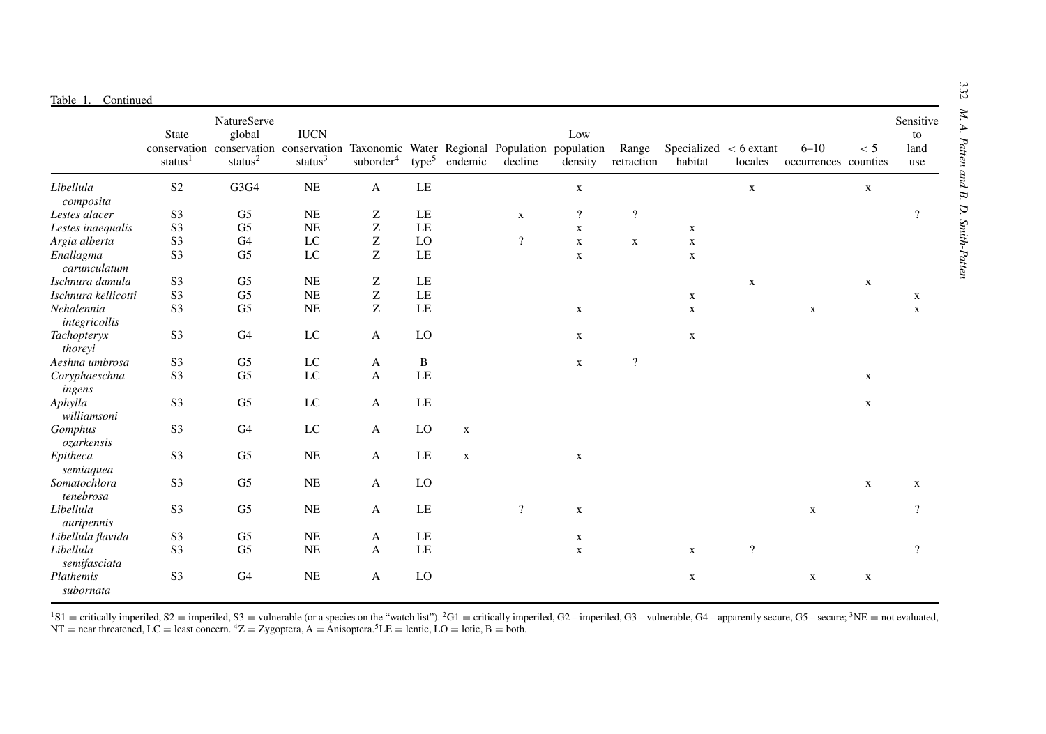Table 1. Continued

| | State conservation status[1] | NatureServe global conservation status[2] | IUCN conservation status[3] | Taxonomic suborder[4] | Water type[5] | Regional endemic | Population decline | Low population density | Range retraction | Specialized habitat | < 6 extant locales | 6–10 occurrences | < 5 counties | Sensitive to land use |
|---|---|---|---|---|---|---|---|---|---|---|---|---|---|---|
| *Libellula composita* | S2 | G3G4 | NE | A | LE | | | x | | | x | | x | |
| *Lestes alacer* | S3 | G5 | NE | Z | LE | | x | ? | ? | | | | | ? |
| *Lestes inaequalis* | S3 | G5 | NE | Z | LE | | | x | | x | | | | |
| *Argia alberta* | S3 | G4 | LC | Z | LO | | ? | x | x | x | | | | |
| *Enallagma carunculatum* | S3 | G5 | LC | Z | LE | | | x | | x | | | | |
| *Ischnura damula* | S3 | G5 | NE | Z | LE | | | | | | x | | x | |
| *Ischnura kellicotti* | S3 | G5 | NE | Z | LE | | | | | x | | | | x |
| *Nehalennia integricollis* | S3 | G5 | NE | Z | LE | | | x | | x | | x | | x |
| *Tachopteryx thoreyi* | S3 | G4 | LC | A | LO | | | x | | x | | | | |
| *Aeshna umbrosa* | S3 | G5 | LC | A | B | | | x | ? | | | | | |
| *Coryphaeschna ingens* | S3 | G5 | LC | A | LE | | | | | | | | x | |
| *Aphylla williamsoni* | S3 | G5 | LC | A | LE | | | | | | | | x | |
| *Gomphus ozarkensis* | S3 | G4 | LC | A | LO | x | | | | | | | | |
| *Epitheca semiaquea* | S3 | G5 | NE | A | LE | x | | x | | | | | | |
| *Somatochlora tenebrosa* | S3 | G5 | NE | A | LO | | | | | | | | x | x |
| *Libellula auripennis* | S3 | G5 | NE | A | LE | | ? | x | | | | x | | ? |
| *Libellula flavida* | S3 | G5 | NE | A | LE | | | x | | | | | | |
| *Libellula semifasciata* | S3 | G5 | NE | A | LE | | | x | | x | ? | | | ? |
| *Plathemis subornata* | S3 | G4 | NE | A | LO | | | | | x | | x | x | |

[1]S1 = critically imperiled, S2 = imperiled, S3 = vulnerable (or a species on the "watch list"). [2]G1 = critically imperiled, G2 – imperiled, G3 – vulnerable, G4 – apparently secure, G5 – secure; [3]NE = not evaluated, NT = near threatened, LC = least concern. [4]Z = Zygoptera, A = Anisoptera. [5]LE = lentic, LO = lotic, B = both.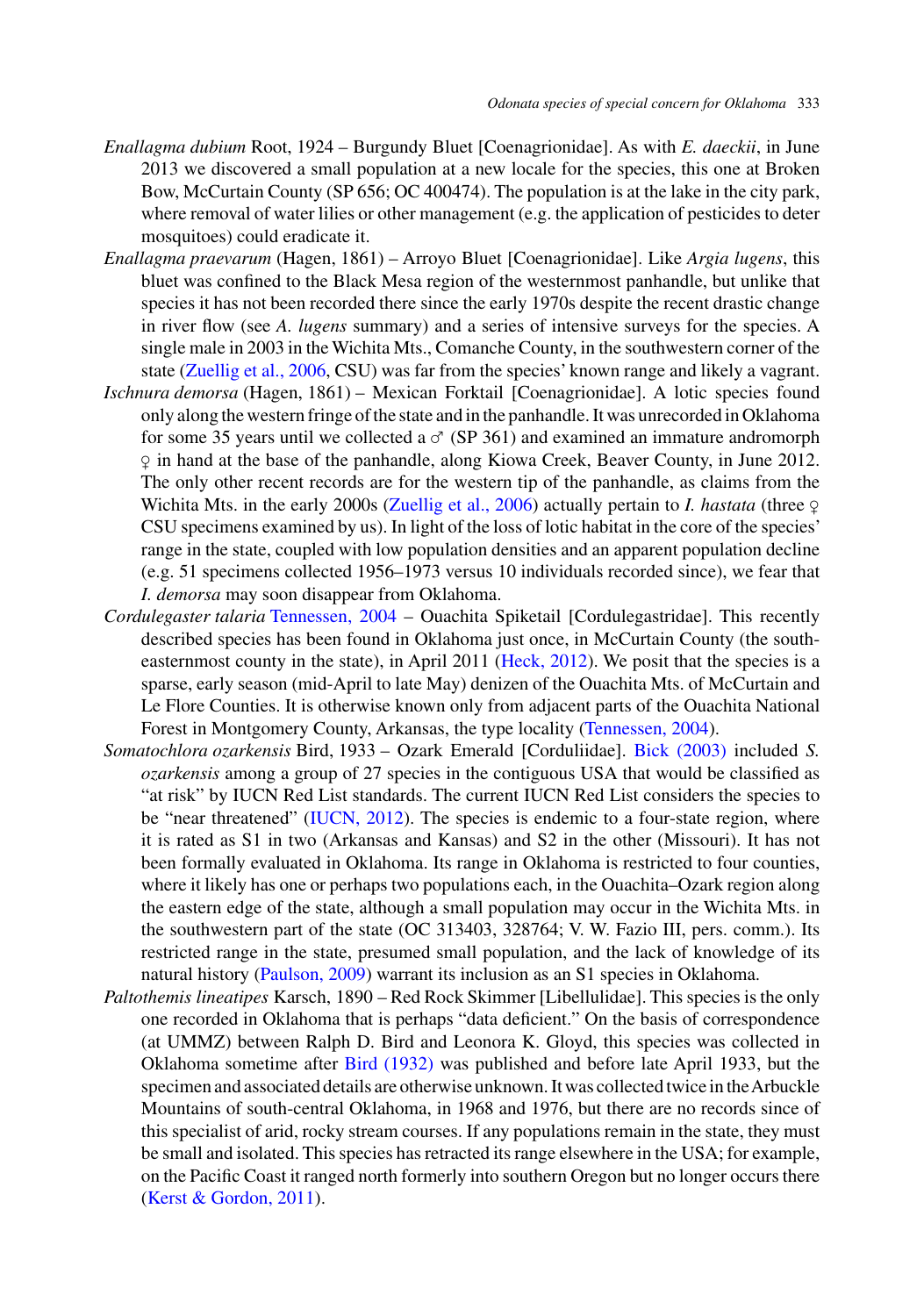*Enallagma dubium* Root, 1924 – Burgundy Bluet [Coenagrionidae]. As with *E. daeckii*, in June 2013 we discovered a small population at a new locale for the species, this one at Broken Bow, McCurtain County (SP 656; OC 400474). The population is at the lake in the city park, where removal of water lilies or other management (e.g. the application of pesticides to deter mosquitoes) could eradicate it.

*Enallagma praevarum* (Hagen, 1861) – Arroyo Bluet [Coenagrionidae]. Like *Argia lugens*, this bluet was confined to the Black Mesa region of the westernmost panhandle, but unlike that species it has not been recorded there since the early 1970s despite the recent drastic change in river flow (see *A. lugens* summary) and a series of intensive surveys for the species. A single male in 2003 in the Wichita Mts., Comanche County, in the southwestern corner of the state (Zuellig et al., 2006, CSU) was far from the species' known range and likely a vagrant.

*Ischnura demorsa* (Hagen, 1861) – Mexican Forktail [Coenagrionidae]. A lotic species found only along the western fringe of the state and in the panhandle. It was unrecorded in Oklahoma for some 35 years until we collected a ♂ (SP 361) and examined an immature andromorph ♀ in hand at the base of the panhandle, along Kiowa Creek, Beaver County, in June 2012. The only other recent records are for the western tip of the panhandle, as claims from the Wichita Mts. in the early 2000s (Zuellig et al., 2006) actually pertain to *I. hastata* (three ♀ CSU specimens examined by us). In light of the loss of lotic habitat in the core of the species' range in the state, coupled with low population densities and an apparent population decline (e.g. 51 specimens collected 1956–1973 versus 10 individuals recorded since), we fear that *I. demorsa* may soon disappear from Oklahoma.

*Cordulegaster talaria* Tennessen, 2004 – Ouachita Spiketail [Cordulegastridae]. This recently described species has been found in Oklahoma just once, in McCurtain County (the southeasternmost county in the state), in April 2011 (Heck, 2012). We posit that the species is a sparse, early season (mid-April to late May) denizen of the Ouachita Mts. of McCurtain and Le Flore Counties. It is otherwise known only from adjacent parts of the Ouachita National Forest in Montgomery County, Arkansas, the type locality (Tennessen, 2004).

*Somatochlora ozarkensis* Bird, 1933 – Ozark Emerald [Corduliidae]. Bick (2003) included *S. ozarkensis* among a group of 27 species in the contiguous USA that would be classified as "at risk" by IUCN Red List standards. The current IUCN Red List considers the species to be "near threatened" (IUCN, 2012). The species is endemic to a four-state region, where it is rated as S1 in two (Arkansas and Kansas) and S2 in the other (Missouri). It has not been formally evaluated in Oklahoma. Its range in Oklahoma is restricted to four counties, where it likely has one or perhaps two populations each, in the Ouachita–Ozark region along the eastern edge of the state, although a small population may occur in the Wichita Mts. in the southwestern part of the state (OC 313403, 328764; V. W. Fazio III, pers. comm.). Its restricted range in the state, presumed small population, and the lack of knowledge of its natural history (Paulson, 2009) warrant its inclusion as an S1 species in Oklahoma.

*Paltothemis lineatipes* Karsch, 1890 – Red Rock Skimmer [Libellulidae]. This species is the only one recorded in Oklahoma that is perhaps "data deficient." On the basis of correspondence (at UMMZ) between Ralph D. Bird and Leonora K. Gloyd, this species was collected in Oklahoma sometime after Bird (1932) was published and before late April 1933, but the specimen and associated details are otherwise unknown. It was collected twice in the Arbuckle Mountains of south-central Oklahoma, in 1968 and 1976, but there are no records since of this specialist of arid, rocky stream courses. If any populations remain in the state, they must be small and isolated. This species has retracted its range elsewhere in the USA; for example, on the Pacific Coast it ranged north formerly into southern Oregon but no longer occurs there (Kerst & Gordon, 2011).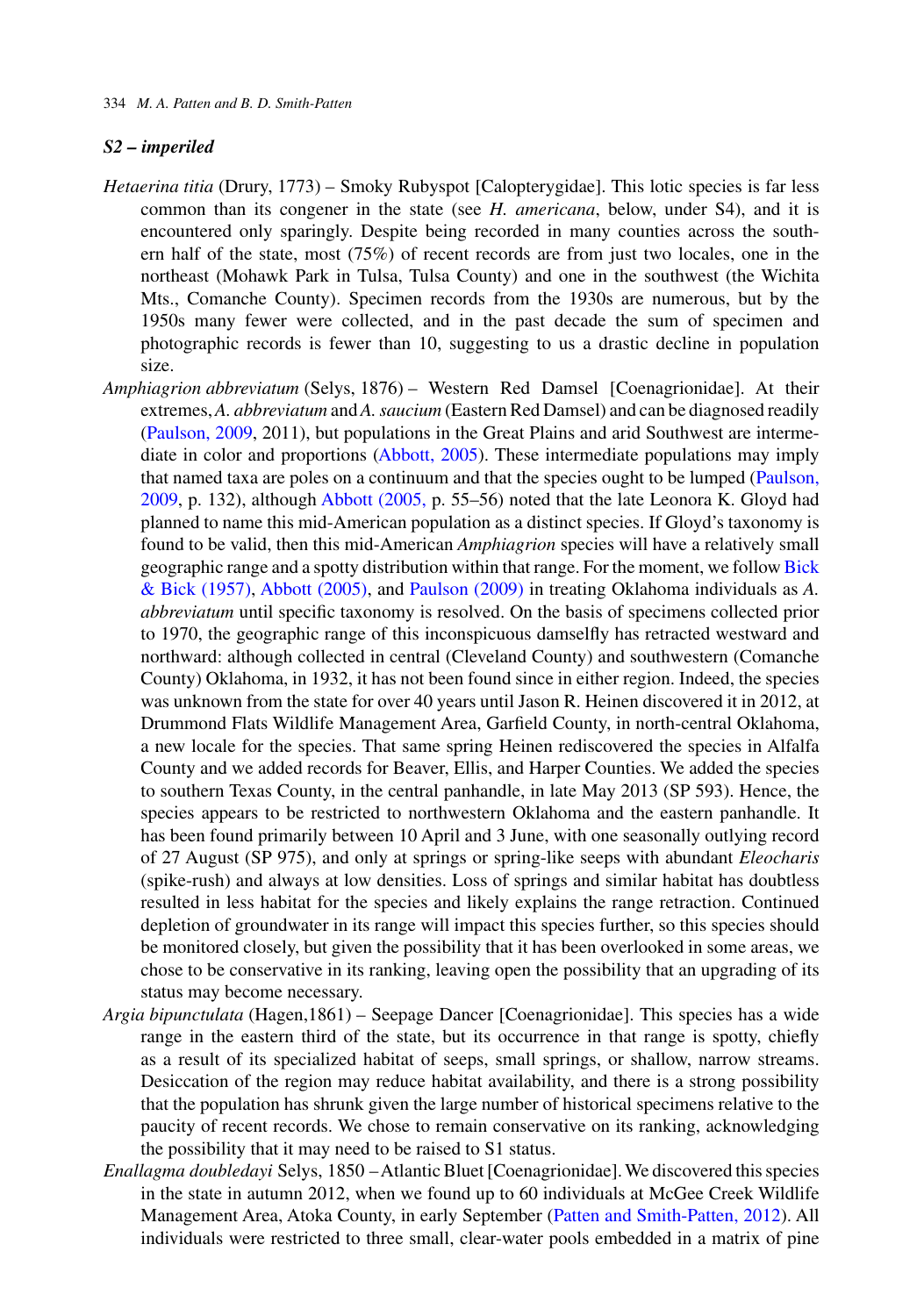### *S2 – imperiled*

*Hetaerina titia* (Drury, 1773) – Smoky Rubyspot [Calopterygidae]. This lotic species is far less common than its congener in the state (see *H. americana*, below, under S4), and it is encountered only sparingly. Despite being recorded in many counties across the southern half of the state, most (75%) of recent records are from just two locales, one in the northeast (Mohawk Park in Tulsa, Tulsa County) and one in the southwest (the Wichita Mts., Comanche County). Specimen records from the 1930s are numerous, but by the 1950s many fewer were collected, and in the past decade the sum of specimen and photographic records is fewer than 10, suggesting to us a drastic decline in population size.

*Amphiagrion abbreviatum* (Selys, 1876) – Western Red Damsel [Coenagrionidae]. At their extremes, *A. abbreviatum* and *A. saucium* (Eastern Red Damsel) and can be diagnosed readily (Paulson, 2009, 2011), but populations in the Great Plains and arid Southwest are intermediate in color and proportions (Abbott, 2005). These intermediate populations may imply that named taxa are poles on a continuum and that the species ought to be lumped (Paulson, 2009, p. 132), although Abbott (2005, p. 55–56) noted that the late Leonora K. Gloyd had planned to name this mid-American population as a distinct species. If Gloyd's taxonomy is found to be valid, then this mid-American *Amphiagrion* species will have a relatively small geographic range and a spotty distribution within that range. For the moment, we follow Bick & Bick (1957), Abbott (2005), and Paulson (2009) in treating Oklahoma individuals as *A. abbreviatum* until specific taxonomy is resolved. On the basis of specimens collected prior to 1970, the geographic range of this inconspicuous damselfly has retracted westward and northward: although collected in central (Cleveland County) and southwestern (Comanche County) Oklahoma, in 1932, it has not been found since in either region. Indeed, the species was unknown from the state for over 40 years until Jason R. Heinen discovered it in 2012, at Drummond Flats Wildlife Management Area, Garfield County, in north-central Oklahoma, a new locale for the species. That same spring Heinen rediscovered the species in Alfalfa County and we added records for Beaver, Ellis, and Harper Counties. We added the species to southern Texas County, in the central panhandle, in late May 2013 (SP 593). Hence, the species appears to be restricted to northwestern Oklahoma and the eastern panhandle. It has been found primarily between 10 April and 3 June, with one seasonally outlying record of 27 August (SP 975), and only at springs or spring-like seeps with abundant *Eleocharis* (spike-rush) and always at low densities. Loss of springs and similar habitat has doubtless resulted in less habitat for the species and likely explains the range retraction. Continued depletion of groundwater in its range will impact this species further, so this species should be monitored closely, but given the possibility that it has been overlooked in some areas, we chose to be conservative in its ranking, leaving open the possibility that an upgrading of its status may become necessary.

*Argia bipunctulata* (Hagen,1861) – Seepage Dancer [Coenagrionidae]. This species has a wide range in the eastern third of the state, but its occurrence in that range is spotty, chiefly as a result of its specialized habitat of seeps, small springs, or shallow, narrow streams. Desiccation of the region may reduce habitat availability, and there is a strong possibility that the population has shrunk given the large number of historical specimens relative to the paucity of recent records. We chose to remain conservative on its ranking, acknowledging the possibility that it may need to be raised to S1 status.

*Enallagma doubledayi* Selys, 1850 – Atlantic Bluet [Coenagrionidae]. We discovered this species in the state in autumn 2012, when we found up to 60 individuals at McGee Creek Wildlife Management Area, Atoka County, in early September (Patten and Smith-Patten, 2012). All individuals were restricted to three small, clear-water pools embedded in a matrix of pine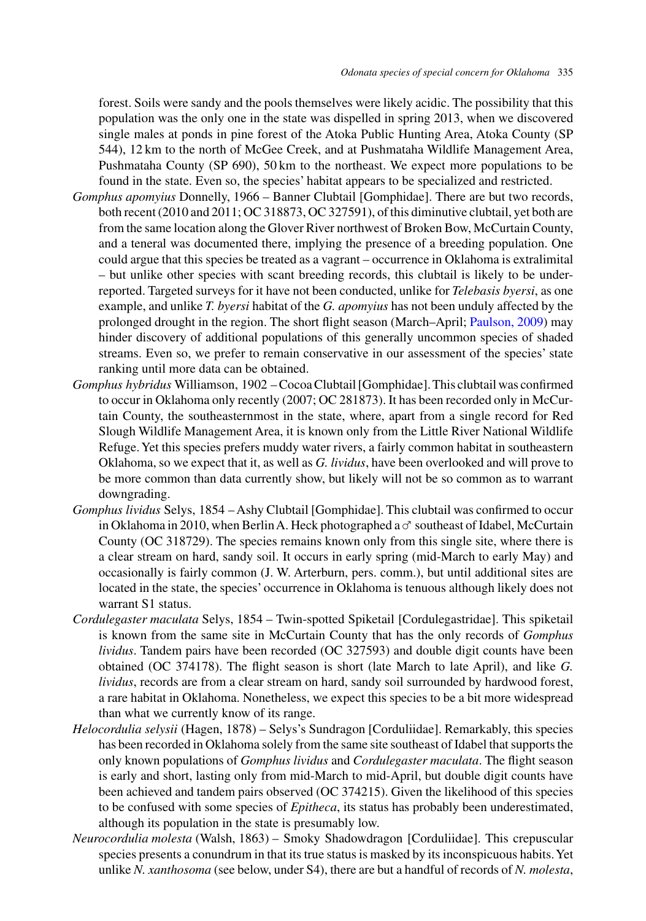forest. Soils were sandy and the pools themselves were likely acidic. The possibility that this population was the only one in the state was dispelled in spring 2013, when we discovered single males at ponds in pine forest of the Atoka Public Hunting Area, Atoka County (SP 544), 12 km to the north of McGee Creek, and at Pushmataha Wildlife Management Area, Pushmataha County (SP 690), 50 km to the northeast. We expect more populations to be found in the state. Even so, the species' habitat appears to be specialized and restricted.

*Gomphus apomyius* Donnelly, 1966 – Banner Clubtail [Gomphidae]. There are but two records, both recent (2010 and 2011; OC 318873, OC 327591), of this diminutive clubtail, yet both are from the same location along the Glover River northwest of Broken Bow, McCurtain County, and a teneral was documented there, implying the presence of a breeding population. One could argue that this species be treated as a vagrant – occurrence in Oklahoma is extralimital – but unlike other species with scant breeding records, this clubtail is likely to be underreported. Targeted surveys for it have not been conducted, unlike for *Telebasis byersi*, as one example, and unlike *T. byersi* habitat of the *G. apomyius* has not been unduly affected by the prolonged drought in the region. The short flight season (March–April; Paulson, 2009) may hinder discovery of additional populations of this generally uncommon species of shaded streams. Even so, we prefer to remain conservative in our assessment of the species' state ranking until more data can be obtained.

*Gomphus hybridus* Williamson, 1902 – Cocoa Clubtail [Gomphidae]. This clubtail was confirmed to occur in Oklahoma only recently (2007; OC 281873). It has been recorded only in McCurtain County, the southeasternmost in the state, where, apart from a single record for Red Slough Wildlife Management Area, it is known only from the Little River National Wildlife Refuge. Yet this species prefers muddy water rivers, a fairly common habitat in southeastern Oklahoma, so we expect that it, as well as *G. lividus*, have been overlooked and will prove to be more common than data currently show, but likely will not be so common as to warrant downgrading.

*Gomphus lividus* Selys, 1854 – Ashy Clubtail [Gomphidae]. This clubtail was confirmed to occur in Oklahoma in 2010, when Berlin A. Heck photographed a ♂ southeast of Idabel, McCurtain County (OC 318729). The species remains known only from this single site, where there is a clear stream on hard, sandy soil. It occurs in early spring (mid-March to early May) and occasionally is fairly common (J. W. Arterburn, pers. comm.), but until additional sites are located in the state, the species' occurrence in Oklahoma is tenuous although likely does not warrant S1 status.

*Cordulegaster maculata* Selys, 1854 – Twin-spotted Spiketail [Cordulegastridae]. This spiketail is known from the same site in McCurtain County that has the only records of *Gomphus lividus*. Tandem pairs have been recorded (OC 327593) and double digit counts have been obtained (OC 374178). The flight season is short (late March to late April), and like *G. lividus*, records are from a clear stream on hard, sandy soil surrounded by hardwood forest, a rare habitat in Oklahoma. Nonetheless, we expect this species to be a bit more widespread than what we currently know of its range.

*Helocordulia selysii* (Hagen, 1878) – Selys's Sundragon [Corduliidae]. Remarkably, this species has been recorded in Oklahoma solely from the same site southeast of Idabel that supports the only known populations of *Gomphus lividus* and *Cordulegaster maculata*. The flight season is early and short, lasting only from mid-March to mid-April, but double digit counts have been achieved and tandem pairs observed (OC 374215). Given the likelihood of this species to be confused with some species of *Epitheca*, its status has probably been underestimated, although its population in the state is presumably low.

*Neurocordulia molesta* (Walsh, 1863) – Smoky Shadowdragon [Corduliidae]. This crepuscular species presents a conundrum in that its true status is masked by its inconspicuous habits. Yet unlike *N. xanthosoma* (see below, under S4), there are but a handful of records of *N. molesta*,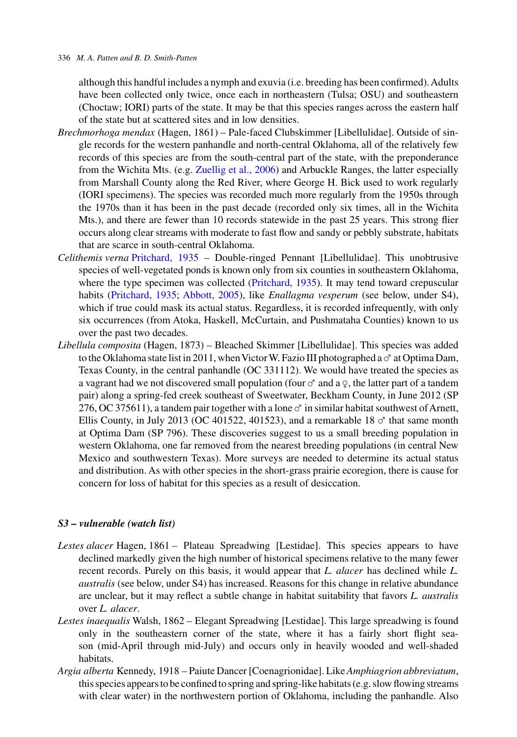although this handful includes a nymph and exuvia (i.e. breeding has been confirmed). Adults have been collected only twice, once each in northeastern (Tulsa; OSU) and southeastern (Choctaw; IORI) parts of the state. It may be that this species ranges across the eastern half of the state but at scattered sites and in low densities.

*Brechmorhoga mendax* (Hagen, 1861) – Pale-faced Clubskimmer [Libellulidae]. Outside of single records for the western panhandle and north-central Oklahoma, all of the relatively few records of this species are from the south-central part of the state, with the preponderance from the Wichita Mts. (e.g. Zuellig et al., 2006) and Arbuckle Ranges, the latter especially from Marshall County along the Red River, where George H. Bick used to work regularly (IORI specimens). The species was recorded much more regularly from the 1950s through the 1970s than it has been in the past decade (recorded only six times, all in the Wichita Mts.), and there are fewer than 10 records statewide in the past 25 years. This strong flier occurs along clear streams with moderate to fast flow and sandy or pebbly substrate, habitats that are scarce in south-central Oklahoma.

*Celithemis verna* Pritchard, 1935 – Double-ringed Pennant [Libellulidae]. This unobtrusive species of well-vegetated ponds is known only from six counties in southeastern Oklahoma, where the type specimen was collected (Pritchard, 1935). It may tend toward crepuscular habits (Pritchard, 1935; Abbott, 2005), like *Enallagma vesperum* (see below, under S4), which if true could mask its actual status. Regardless, it is recorded infrequently, with only six occurrences (from Atoka, Haskell, McCurtain, and Pushmataha Counties) known to us over the past two decades.

*Libellula composita* (Hagen, 1873) – Bleached Skimmer [Libellulidae]. This species was added to the Oklahoma state list in 2011, when Victor W. Fazio III photographed a ♂ at Optima Dam, Texas County, in the central panhandle (OC 331112). We would have treated the species as a vagrant had we not discovered small population (four ♂ and a ♀, the latter part of a tandem pair) along a spring-fed creek southeast of Sweetwater, Beckham County, in June 2012 (SP 276, OC 375611), a tandem pair together with a lone ♂ in similar habitat southwest of Arnett, Ellis County, in July 2013 (OC 401522, 401523), and a remarkable 18 ♂ that same month at Optima Dam (SP 796). These discoveries suggest to us a small breeding population in western Oklahoma, one far removed from the nearest breeding populations (in central New Mexico and southwestern Texas). More surveys are needed to determine its actual status and distribution. As with other species in the short-grass prairie ecoregion, there is cause for concern for loss of habitat for this species as a result of desiccation.

### *S3 – vulnerable (watch list)*

*Lestes alacer* Hagen, 1861 – Plateau Spreadwing [Lestidae]. This species appears to have declined markedly given the high number of historical specimens relative to the many fewer recent records. Purely on this basis, it would appear that *L. alacer* has declined while *L. australis* (see below, under S4) has increased. Reasons for this change in relative abundance are unclear, but it may reflect a subtle change in habitat suitability that favors *L. australis* over *L. alacer*.

*Lestes inaequalis* Walsh, 1862 – Elegant Spreadwing [Lestidae]. This large spreadwing is found only in the southeastern corner of the state, where it has a fairly short flight season (mid-April through mid-July) and occurs only in heavily wooded and well-shaded habitats.

*Argia alberta* Kennedy, 1918 – Paiute Dancer [Coenagrionidae]. Like *Amphiagrion abbreviatum*, this species appears to be confined to spring and spring-like habitats (e.g. slow flowing streams with clear water) in the northwestern portion of Oklahoma, including the panhandle. Also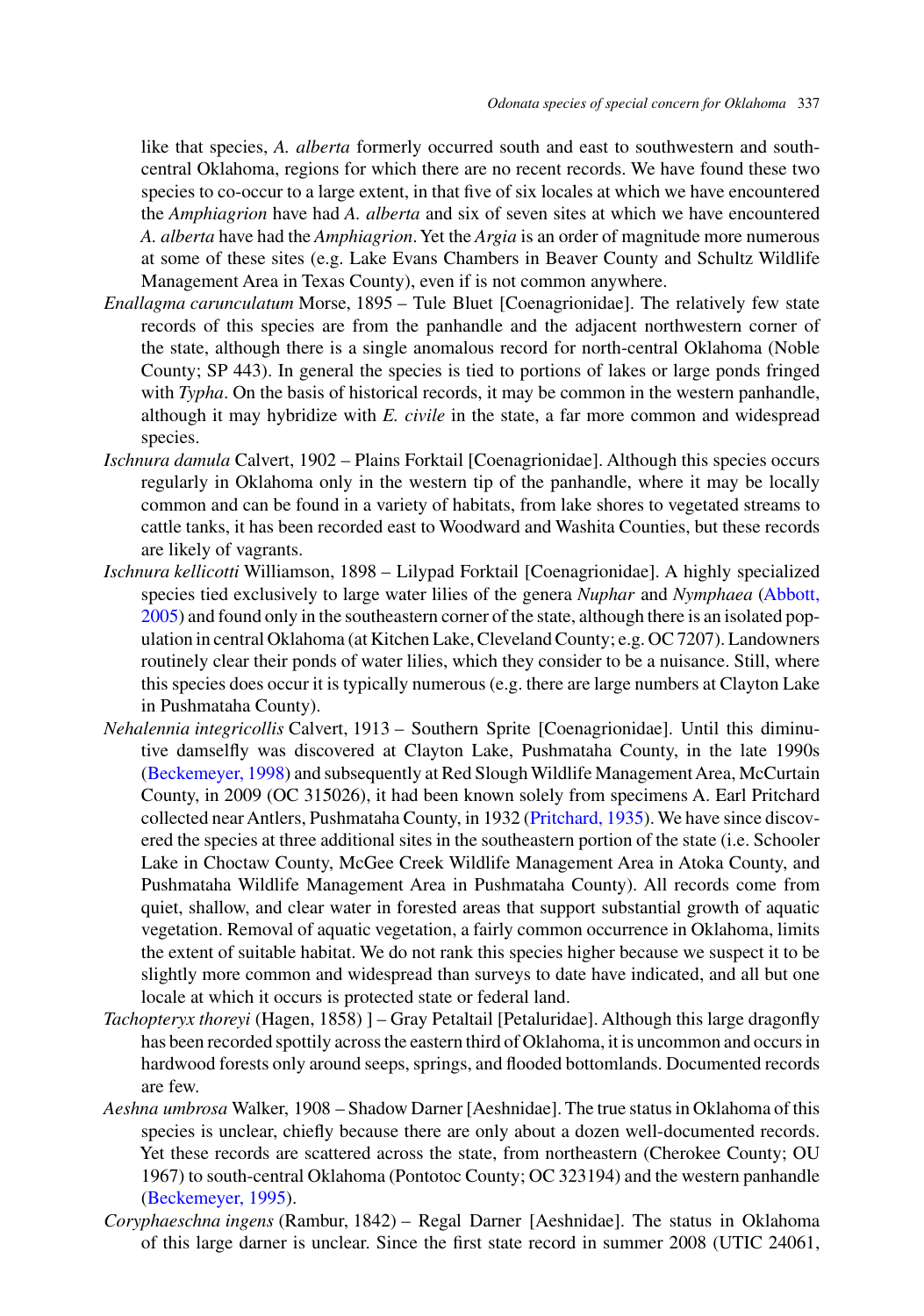like that species, *A. alberta* formerly occurred south and east to southwestern and south-central Oklahoma, regions for which there are no recent records. We have found these two species to co-occur to a large extent, in that five of six locales at which we have encountered the *Amphiagrion* have had *A. alberta* and six of seven sites at which we have encountered *A. alberta* have had the *Amphiagrion*. Yet the *Argia* is an order of magnitude more numerous at some of these sites (e.g. Lake Evans Chambers in Beaver County and Schultz Wildlife Management Area in Texas County), even if is not common anywhere.

*Enallagma carunculatum* Morse, 1895 – Tule Bluet [Coenagrionidae]. The relatively few state records of this species are from the panhandle and the adjacent northwestern corner of the state, although there is a single anomalous record for north-central Oklahoma (Noble County; SP 443). In general the species is tied to portions of lakes or large ponds fringed with *Typha*. On the basis of historical records, it may be common in the western panhandle, although it may hybridize with *E. civile* in the state, a far more common and widespread species.

*Ischnura damula* Calvert, 1902 – Plains Forktail [Coenagrionidae]. Although this species occurs regularly in Oklahoma only in the western tip of the panhandle, where it may be locally common and can be found in a variety of habitats, from lake shores to vegetated streams to cattle tanks, it has been recorded east to Woodward and Washita Counties, but these records are likely of vagrants.

*Ischnura kellicotti* Williamson, 1898 – Lilypad Forktail [Coenagrionidae]. A highly specialized species tied exclusively to large water lilies of the genera *Nuphar* and *Nymphaea* (Abbott, 2005) and found only in the southeastern corner of the state, although there is an isolated population in central Oklahoma (at Kitchen Lake, Cleveland County; e.g. OC 7207). Landowners routinely clear their ponds of water lilies, which they consider to be a nuisance. Still, where this species does occur it is typically numerous (e.g. there are large numbers at Clayton Lake in Pushmataha County).

*Nehalennia integricollis* Calvert, 1913 – Southern Sprite [Coenagrionidae]. Until this diminutive damselfly was discovered at Clayton Lake, Pushmataha County, in the late 1990s (Beckemeyer, 1998) and subsequently at Red Slough Wildlife Management Area, McCurtain County, in 2009 (OC 315026), it had been known solely from specimens A. Earl Pritchard collected near Antlers, Pushmataha County, in 1932 (Pritchard, 1935). We have since discovered the species at three additional sites in the southeastern portion of the state (i.e. Schooler Lake in Choctaw County, McGee Creek Wildlife Management Area in Atoka County, and Pushmataha Wildlife Management Area in Pushmataha County). All records come from quiet, shallow, and clear water in forested areas that support substantial growth of aquatic vegetation. Removal of aquatic vegetation, a fairly common occurrence in Oklahoma, limits the extent of suitable habitat. We do not rank this species higher because we suspect it to be slightly more common and widespread than surveys to date have indicated, and all but one locale at which it occurs is protected state or federal land.

*Tachopteryx thoreyi* (Hagen, 1858) ] – Gray Petaltail [Petaluridae]. Although this large dragonfly has been recorded spottily across the eastern third of Oklahoma, it is uncommon and occurs in hardwood forests only around seeps, springs, and flooded bottomlands. Documented records are few.

*Aeshna umbrosa* Walker, 1908 – Shadow Darner [Aeshnidae]. The true status in Oklahoma of this species is unclear, chiefly because there are only about a dozen well-documented records. Yet these records are scattered across the state, from northeastern (Cherokee County; OU 1967) to south-central Oklahoma (Pontotoc County; OC 323194) and the western panhandle (Beckemeyer, 1995).

*Coryphaeschna ingens* (Rambur, 1842) – Regal Darner [Aeshnidae]. The status in Oklahoma of this large darner is unclear. Since the first state record in summer 2008 (UTIC 24061,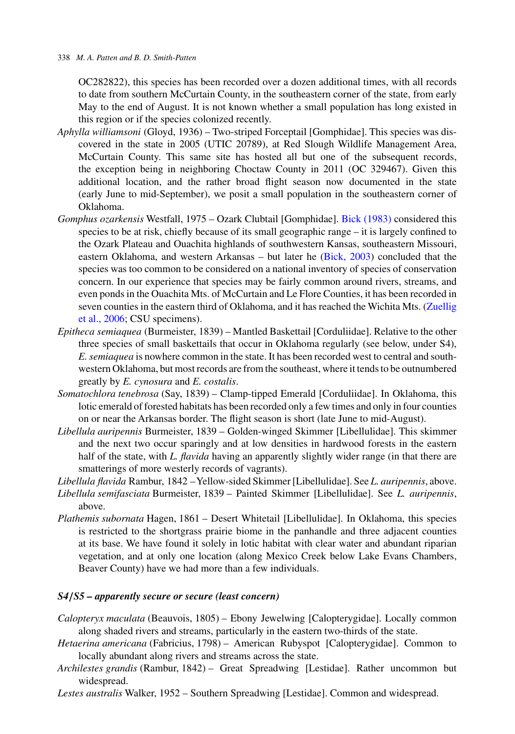OC282822), this species has been recorded over a dozen additional times, with all records to date from southern McCurtain County, in the southeastern corner of the state, from early May to the end of August. It is not known whether a small population has long existed in this region or if the species colonized recently.

*Aphylla williamsoni* (Gloyd, 1936) – Two-striped Forceptail [Gomphidae]. This species was discovered in the state in 2005 (UTIC 20789), at Red Slough Wildlife Management Area, McCurtain County. This same site has hosted all but one of the subsequent records, the exception being in neighboring Choctaw County in 2011 (OC 329467). Given this additional location, and the rather broad flight season now documented in the state (early June to mid-September), we posit a small population in the southeastern corner of Oklahoma.

*Gomphus ozarkensis* Westfall, 1975 – Ozark Clubtail [Gomphidae]. Bick (1983) considered this species to be at risk, chiefly because of its small geographic range – it is largely confined to the Ozark Plateau and Ouachita highlands of southwestern Kansas, southeastern Missouri, eastern Oklahoma, and western Arkansas – but later he (Bick, 2003) concluded that the species was too common to be considered on a national inventory of species of conservation concern. In our experience that species may be fairly common around rivers, streams, and even ponds in the Ouachita Mts. of McCurtain and Le Flore Counties, it has been recorded in seven counties in the eastern third of Oklahoma, and it has reached the Wichita Mts. (Zuellig et al., 2006; CSU specimens).

*Epitheca semiaquea* (Burmeister, 1839) – Mantled Baskettail [Corduliidae]. Relative to the other three species of small baskettails that occur in Oklahoma regularly (see below, under S4), *E. semiaquea* is nowhere common in the state. It has been recorded west to central and southwestern Oklahoma, but most records are from the southeast, where it tends to be outnumbered greatly by *E. cynosura* and *E. costalis*.

*Somatochlora tenebrosa* (Say, 1839) – Clamp-tipped Emerald [Corduliidae]. In Oklahoma, this lotic emerald of forested habitats has been recorded only a few times and only in four counties on or near the Arkansas border. The flight season is short (late June to mid-August).

*Libellula auripennis* Burmeister, 1839 – Golden-winged Skimmer [Libellulidae]. This skimmer and the next two occur sparingly and at low densities in hardwood forests in the eastern half of the state, with *L. flavida* having an apparently slightly wider range (in that there are smatterings of more westerly records of vagrants).

*Libellula flavida* Rambur, 1842 – Yellow-sided Skimmer [Libellulidae]. See *L. auripennis*, above.

*Libellula semifasciata* Burmeister, 1839 – Painted Skimmer [Libellulidae]. See *L. auripennis*, above.

*Plathemis subornata* Hagen, 1861 – Desert Whitetail [Libellulidae]. In Oklahoma, this species is restricted to the shortgrass prairie biome in the panhandle and three adjacent counties at its base. We have found it solely in lotic habitat with clear water and abundant riparian vegetation, and at only one location (along Mexico Creek below Lake Evans Chambers, Beaver County) have we had more than a few individuals.

### *S4/S5 – apparently secure or secure (least concern)*

*Calopteryx maculata* (Beauvois, 1805) – Ebony Jewelwing [Calopterygidae]. Locally common along shaded rivers and streams, particularly in the eastern two-thirds of the state.

*Hetaerina americana* (Fabricius, 1798) – American Rubyspot [Calopterygidae]. Common to locally abundant along rivers and streams across the state.

*Archilestes grandis* (Rambur, 1842) – Great Spreadwing [Lestidae]. Rather uncommon but widespread.

*Lestes australis* Walker, 1952 – Southern Spreadwing [Lestidae]. Common and widespread.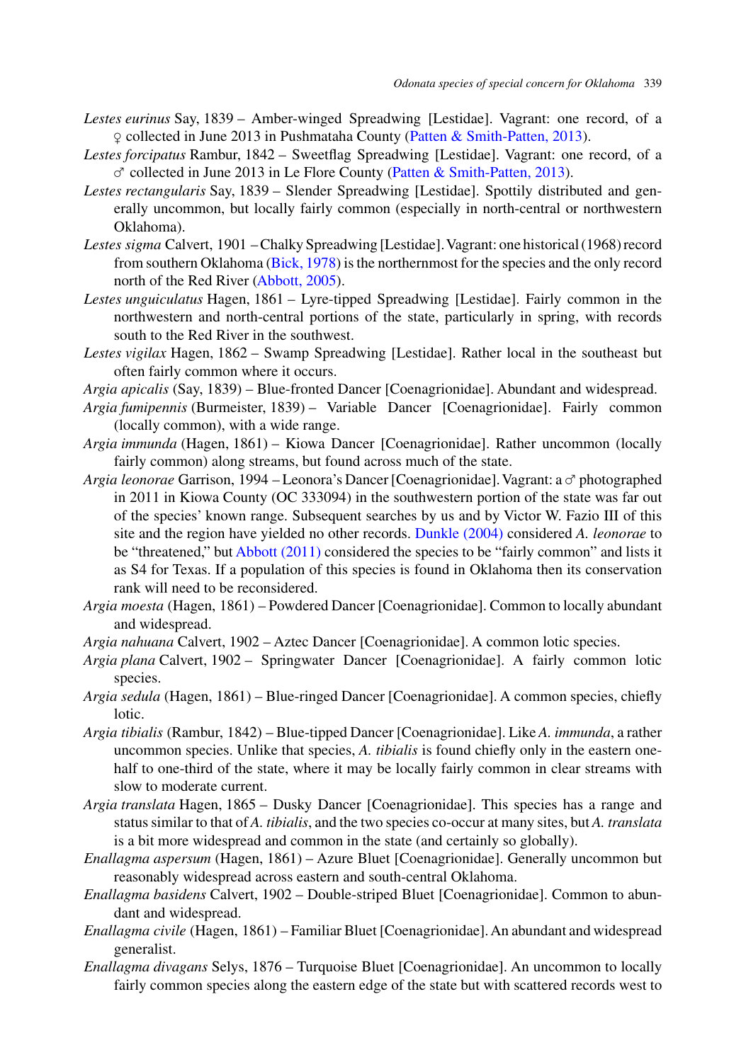*Lestes eurinus* Say, 1839 – Amber-winged Spreadwing [Lestidae]. Vagrant: one record, of a ♀ collected in June 2013 in Pushmataha County (Patten & Smith-Patten, 2013).

*Lestes forcipatus* Rambur, 1842 – Sweetflag Spreadwing [Lestidae]. Vagrant: one record, of a ♂ collected in June 2013 in Le Flore County (Patten & Smith-Patten, 2013).

*Lestes rectangularis* Say, 1839 – Slender Spreadwing [Lestidae]. Spottily distributed and generally uncommon, but locally fairly common (especially in north-central or northwestern Oklahoma).

*Lestes sigma* Calvert, 1901 – Chalky Spreadwing [Lestidae]. Vagrant: one historical (1968) record from southern Oklahoma (Bick, 1978) is the northernmost for the species and the only record north of the Red River (Abbott, 2005).

*Lestes unguiculatus* Hagen, 1861 – Lyre-tipped Spreadwing [Lestidae]. Fairly common in the northwestern and north-central portions of the state, particularly in spring, with records south to the Red River in the southwest.

*Lestes vigilax* Hagen, 1862 – Swamp Spreadwing [Lestidae]. Rather local in the southeast but often fairly common where it occurs.

*Argia apicalis* (Say, 1839) – Blue-fronted Dancer [Coenagrionidae]. Abundant and widespread.

*Argia fumipennis* (Burmeister, 1839) – Variable Dancer [Coenagrionidae]. Fairly common (locally common), with a wide range.

*Argia immunda* (Hagen, 1861) – Kiowa Dancer [Coenagrionidae]. Rather uncommon (locally fairly common) along streams, but found across much of the state.

*Argia leonorae* Garrison, 1994 – Leonora's Dancer [Coenagrionidae]. Vagrant: a ♂ photographed in 2011 in Kiowa County (OC 333094) in the southwestern portion of the state was far out of the species' known range. Subsequent searches by us and by Victor W. Fazio III of this site and the region have yielded no other records. Dunkle (2004) considered *A. leonorae* to be "threatened," but Abbott (2011) considered the species to be "fairly common" and lists it as S4 for Texas. If a population of this species is found in Oklahoma then its conservation rank will need to be reconsidered.

*Argia moesta* (Hagen, 1861) – Powdered Dancer [Coenagrionidae]. Common to locally abundant and widespread.

*Argia nahuana* Calvert, 1902 – Aztec Dancer [Coenagrionidae]. A common lotic species.

*Argia plana* Calvert, 1902 – Springwater Dancer [Coenagrionidae]. A fairly common lotic species.

*Argia sedula* (Hagen, 1861) – Blue-ringed Dancer [Coenagrionidae]. A common species, chiefly lotic.

*Argia tibialis* (Rambur, 1842) – Blue-tipped Dancer [Coenagrionidae]. Like *A. immunda*, a rather uncommon species. Unlike that species, *A. tibialis* is found chiefly only in the eastern one-half to one-third of the state, where it may be locally fairly common in clear streams with slow to moderate current.

*Argia translata* Hagen, 1865 – Dusky Dancer [Coenagrionidae]. This species has a range and status similar to that of *A. tibialis*, and the two species co-occur at many sites, but *A. translata* is a bit more widespread and common in the state (and certainly so globally).

*Enallagma aspersum* (Hagen, 1861) – Azure Bluet [Coenagrionidae]. Generally uncommon but reasonably widespread across eastern and south-central Oklahoma.

*Enallagma basidens* Calvert, 1902 – Double-striped Bluet [Coenagrionidae]. Common to abundant and widespread.

*Enallagma civile* (Hagen, 1861) – Familiar Bluet [Coenagrionidae]. An abundant and widespread generalist.

*Enallagma divagans* Selys, 1876 – Turquoise Bluet [Coenagrionidae]. An uncommon to locally fairly common species along the eastern edge of the state but with scattered records west to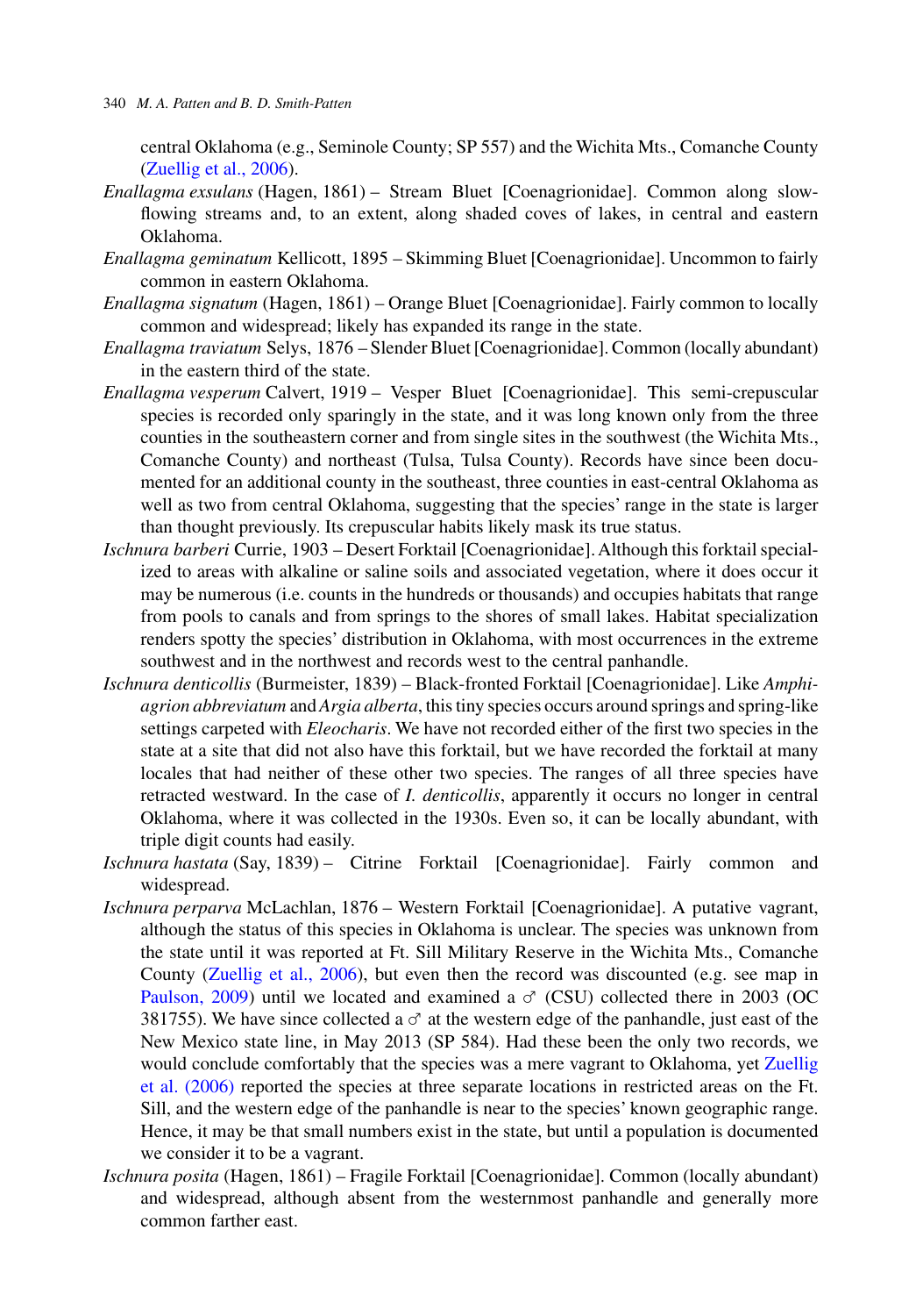central Oklahoma (e.g., Seminole County; SP 557) and the Wichita Mts., Comanche County (Zuellig et al., 2006).

*Enallagma exsulans* (Hagen, 1861) – Stream Bluet [Coenagrionidae]. Common along slow-flowing streams and, to an extent, along shaded coves of lakes, in central and eastern Oklahoma.

*Enallagma geminatum* Kellicott, 1895 – Skimming Bluet [Coenagrionidae]. Uncommon to fairly common in eastern Oklahoma.

*Enallagma signatum* (Hagen, 1861) – Orange Bluet [Coenagrionidae]. Fairly common to locally common and widespread; likely has expanded its range in the state.

*Enallagma traviatum* Selys, 1876 – Slender Bluet [Coenagrionidae]. Common (locally abundant) in the eastern third of the state.

*Enallagma vesperum* Calvert, 1919 – Vesper Bluet [Coenagrionidae]. This semi-crepuscular species is recorded only sparingly in the state, and it was long known only from the three counties in the southeastern corner and from single sites in the southwest (the Wichita Mts., Comanche County) and northeast (Tulsa, Tulsa County). Records have since been documented for an additional county in the southeast, three counties in east-central Oklahoma as well as two from central Oklahoma, suggesting that the species' range in the state is larger than thought previously. Its crepuscular habits likely mask its true status.

*Ischnura barberi* Currie, 1903 – Desert Forktail [Coenagrionidae]. Although this forktail specialized to areas with alkaline or saline soils and associated vegetation, where it does occur it may be numerous (i.e. counts in the hundreds or thousands) and occupies habitats that range from pools to canals and from springs to the shores of small lakes. Habitat specialization renders spotty the species' distribution in Oklahoma, with most occurrences in the extreme southwest and in the northwest and records west to the central panhandle.

*Ischnura denticollis* (Burmeister, 1839) – Black-fronted Forktail [Coenagrionidae]. Like *Amphiagrion abbreviatum* and *Argia alberta*, this tiny species occurs around springs and spring-like settings carpeted with *Eleocharis*. We have not recorded either of the first two species in the state at a site that did not also have this forktail, but we have recorded the forktail at many locales that had neither of these other two species. The ranges of all three species have retracted westward. In the case of *I. denticollis*, apparently it occurs no longer in central Oklahoma, where it was collected in the 1930s. Even so, it can be locally abundant, with triple digit counts had easily.

*Ischnura hastata* (Say, 1839) – Citrine Forktail [Coenagrionidae]. Fairly common and widespread.

*Ischnura perparva* McLachlan, 1876 – Western Forktail [Coenagrionidae]. A putative vagrant, although the status of this species in Oklahoma is unclear. The species was unknown from the state until it was reported at Ft. Sill Military Reserve in the Wichita Mts., Comanche County (Zuellig et al., 2006), but even then the record was discounted (e.g. see map in Paulson, 2009) until we located and examined a ♂ (CSU) collected there in 2003 (OC 381755). We have since collected a ♂ at the western edge of the panhandle, just east of the New Mexico state line, in May 2013 (SP 584). Had these been the only two records, we would conclude comfortably that the species was a mere vagrant to Oklahoma, yet Zuellig et al. (2006) reported the species at three separate locations in restricted areas on the Ft. Sill, and the western edge of the panhandle is near to the species' known geographic range. Hence, it may be that small numbers exist in the state, but until a population is documented we consider it to be a vagrant.

*Ischnura posita* (Hagen, 1861) – Fragile Forktail [Coenagrionidae]. Common (locally abundant) and widespread, although absent from the westernmost panhandle and generally more common farther east.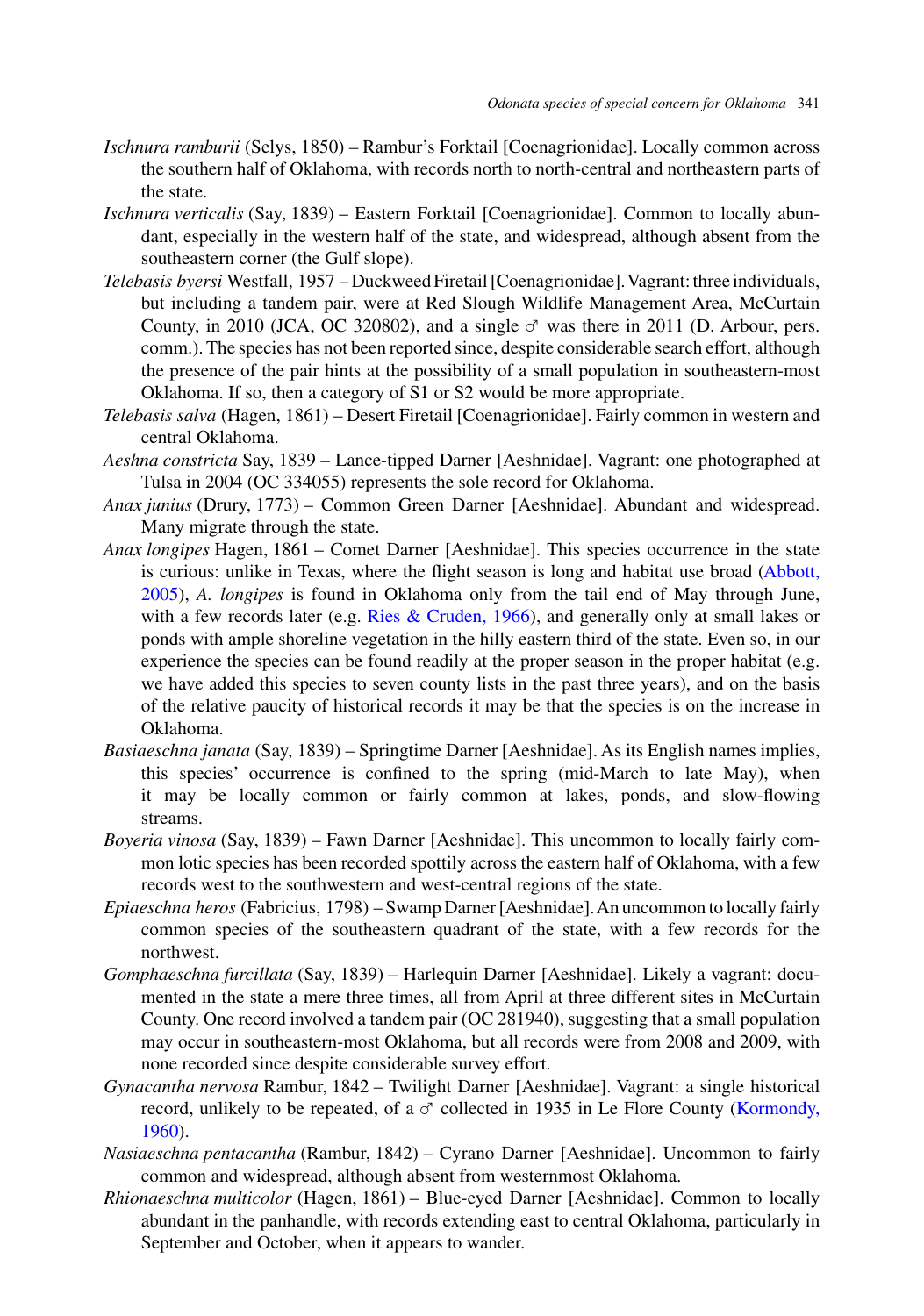*Ischnura ramburii* (Selys, 1850) – Rambur's Forktail [Coenagrionidae]. Locally common across the southern half of Oklahoma, with records north to north-central and northeastern parts of the state.

*Ischnura verticalis* (Say, 1839) – Eastern Forktail [Coenagrionidae]. Common to locally abundant, especially in the western half of the state, and widespread, although absent from the southeastern corner (the Gulf slope).

*Telebasis byersi* Westfall, 1957 – Duckweed Firetail [Coenagrionidae]. Vagrant: three individuals, but including a tandem pair, were at Red Slough Wildlife Management Area, McCurtain County, in 2010 (JCA, OC 320802), and a single ♂ was there in 2011 (D. Arbour, pers. comm.). The species has not been reported since, despite considerable search effort, although the presence of the pair hints at the possibility of a small population in southeastern-most Oklahoma. If so, then a category of S1 or S2 would be more appropriate.

*Telebasis salva* (Hagen, 1861) – Desert Firetail [Coenagrionidae]. Fairly common in western and central Oklahoma.

*Aeshna constricta* Say, 1839 – Lance-tipped Darner [Aeshnidae]. Vagrant: one photographed at Tulsa in 2004 (OC 334055) represents the sole record for Oklahoma.

*Anax junius* (Drury, 1773) – Common Green Darner [Aeshnidae]. Abundant and widespread. Many migrate through the state.

*Anax longipes* Hagen, 1861 – Comet Darner [Aeshnidae]. This species occurrence in the state is curious: unlike in Texas, where the flight season is long and habitat use broad (Abbott, 2005), *A. longipes* is found in Oklahoma only from the tail end of May through June, with a few records later (e.g. Ries & Cruden, 1966), and generally only at small lakes or ponds with ample shoreline vegetation in the hilly eastern third of the state. Even so, in our experience the species can be found readily at the proper season in the proper habitat (e.g. we have added this species to seven county lists in the past three years), and on the basis of the relative paucity of historical records it may be that the species is on the increase in Oklahoma.

*Basiaeschna janata* (Say, 1839) – Springtime Darner [Aeshnidae]. As its English names implies, this species' occurrence is confined to the spring (mid-March to late May), when it may be locally common or fairly common at lakes, ponds, and slow-flowing streams.

*Boyeria vinosa* (Say, 1839) – Fawn Darner [Aeshnidae]. This uncommon to locally fairly common lotic species has been recorded spottily across the eastern half of Oklahoma, with a few records west to the southwestern and west-central regions of the state.

*Epiaeschna heros* (Fabricius, 1798) – Swamp Darner [Aeshnidae]. An uncommon to locally fairly common species of the southeastern quadrant of the state, with a few records for the northwest.

*Gomphaeschna furcillata* (Say, 1839) – Harlequin Darner [Aeshnidae]. Likely a vagrant: documented in the state a mere three times, all from April at three different sites in McCurtain County. One record involved a tandem pair (OC 281940), suggesting that a small population may occur in southeastern-most Oklahoma, but all records were from 2008 and 2009, with none recorded since despite considerable survey effort.

*Gynacantha nervosa* Rambur, 1842 – Twilight Darner [Aeshnidae]. Vagrant: a single historical record, unlikely to be repeated, of a ♂ collected in 1935 in Le Flore County (Kormondy, 1960).

*Nasiaeschna pentacantha* (Rambur, 1842) – Cyrano Darner [Aeshnidae]. Uncommon to fairly common and widespread, although absent from westernmost Oklahoma.

*Rhionaeschna multicolor* (Hagen, 1861) – Blue-eyed Darner [Aeshnidae]. Common to locally abundant in the panhandle, with records extending east to central Oklahoma, particularly in September and October, when it appears to wander.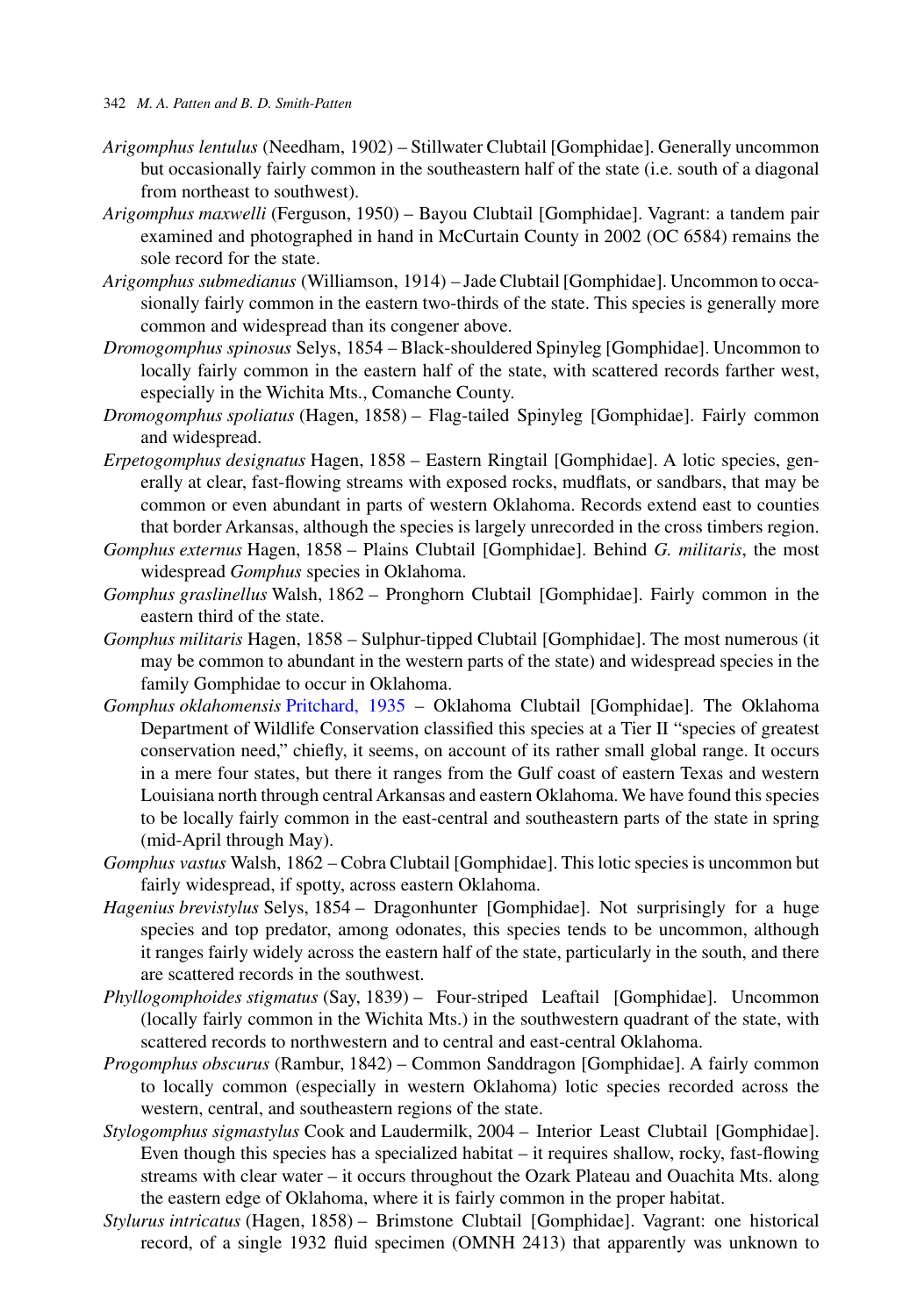*Arigomphus lentulus* (Needham, 1902) – Stillwater Clubtail [Gomphidae]. Generally uncommon but occasionally fairly common in the southeastern half of the state (i.e. south of a diagonal from northeast to southwest).

*Arigomphus maxwelli* (Ferguson, 1950) – Bayou Clubtail [Gomphidae]. Vagrant: a tandem pair examined and photographed in hand in McCurtain County in 2002 (OC 6584) remains the sole record for the state.

*Arigomphus submedianus* (Williamson, 1914) – Jade Clubtail [Gomphidae]. Uncommon to occasionally fairly common in the eastern two-thirds of the state. This species is generally more common and widespread than its congener above.

*Dromogomphus spinosus* Selys, 1854 – Black-shouldered Spinyleg [Gomphidae]. Uncommon to locally fairly common in the eastern half of the state, with scattered records farther west, especially in the Wichita Mts., Comanche County.

*Dromogomphus spoliatus* (Hagen, 1858) – Flag-tailed Spinyleg [Gomphidae]. Fairly common and widespread.

*Erpetogomphus designatus* Hagen, 1858 – Eastern Ringtail [Gomphidae]. A lotic species, generally at clear, fast-flowing streams with exposed rocks, mudflats, or sandbars, that may be common or even abundant in parts of western Oklahoma. Records extend east to counties that border Arkansas, although the species is largely unrecorded in the cross timbers region.

*Gomphus externus* Hagen, 1858 – Plains Clubtail [Gomphidae]. Behind *G. militaris*, the most widespread *Gomphus* species in Oklahoma.

*Gomphus graslinellus* Walsh, 1862 – Pronghorn Clubtail [Gomphidae]. Fairly common in the eastern third of the state.

*Gomphus militaris* Hagen, 1858 – Sulphur-tipped Clubtail [Gomphidae]. The most numerous (it may be common to abundant in the western parts of the state) and widespread species in the family Gomphidae to occur in Oklahoma.

*Gomphus oklahomensis* Pritchard, 1935 – Oklahoma Clubtail [Gomphidae]. The Oklahoma Department of Wildlife Conservation classified this species at a Tier II "species of greatest conservation need," chiefly, it seems, on account of its rather small global range. It occurs in a mere four states, but there it ranges from the Gulf coast of eastern Texas and western Louisiana north through central Arkansas and eastern Oklahoma. We have found this species to be locally fairly common in the east-central and southeastern parts of the state in spring (mid-April through May).

*Gomphus vastus* Walsh, 1862 – Cobra Clubtail [Gomphidae]. This lotic species is uncommon but fairly widespread, if spotty, across eastern Oklahoma.

*Hagenius brevistylus* Selys, 1854 – Dragonhunter [Gomphidae]. Not surprisingly for a huge species and top predator, among odonates, this species tends to be uncommon, although it ranges fairly widely across the eastern half of the state, particularly in the south, and there are scattered records in the southwest.

*Phyllogomphoides stigmatus* (Say, 1839) – Four-striped Leaftail [Gomphidae]. Uncommon (locally fairly common in the Wichita Mts.) in the southwestern quadrant of the state, with scattered records to northwestern and to central and east-central Oklahoma.

*Progomphus obscurus* (Rambur, 1842) – Common Sanddragon [Gomphidae]. A fairly common to locally common (especially in western Oklahoma) lotic species recorded across the western, central, and southeastern regions of the state.

*Stylogomphus sigmastylus* Cook and Laudermilk, 2004 – Interior Least Clubtail [Gomphidae]. Even though this species has a specialized habitat – it requires shallow, rocky, fast-flowing streams with clear water – it occurs throughout the Ozark Plateau and Ouachita Mts. along the eastern edge of Oklahoma, where it is fairly common in the proper habitat.

*Stylurus intricatus* (Hagen, 1858) – Brimstone Clubtail [Gomphidae]. Vagrant: one historical record, of a single 1932 fluid specimen (OMNH 2413) that apparently was unknown to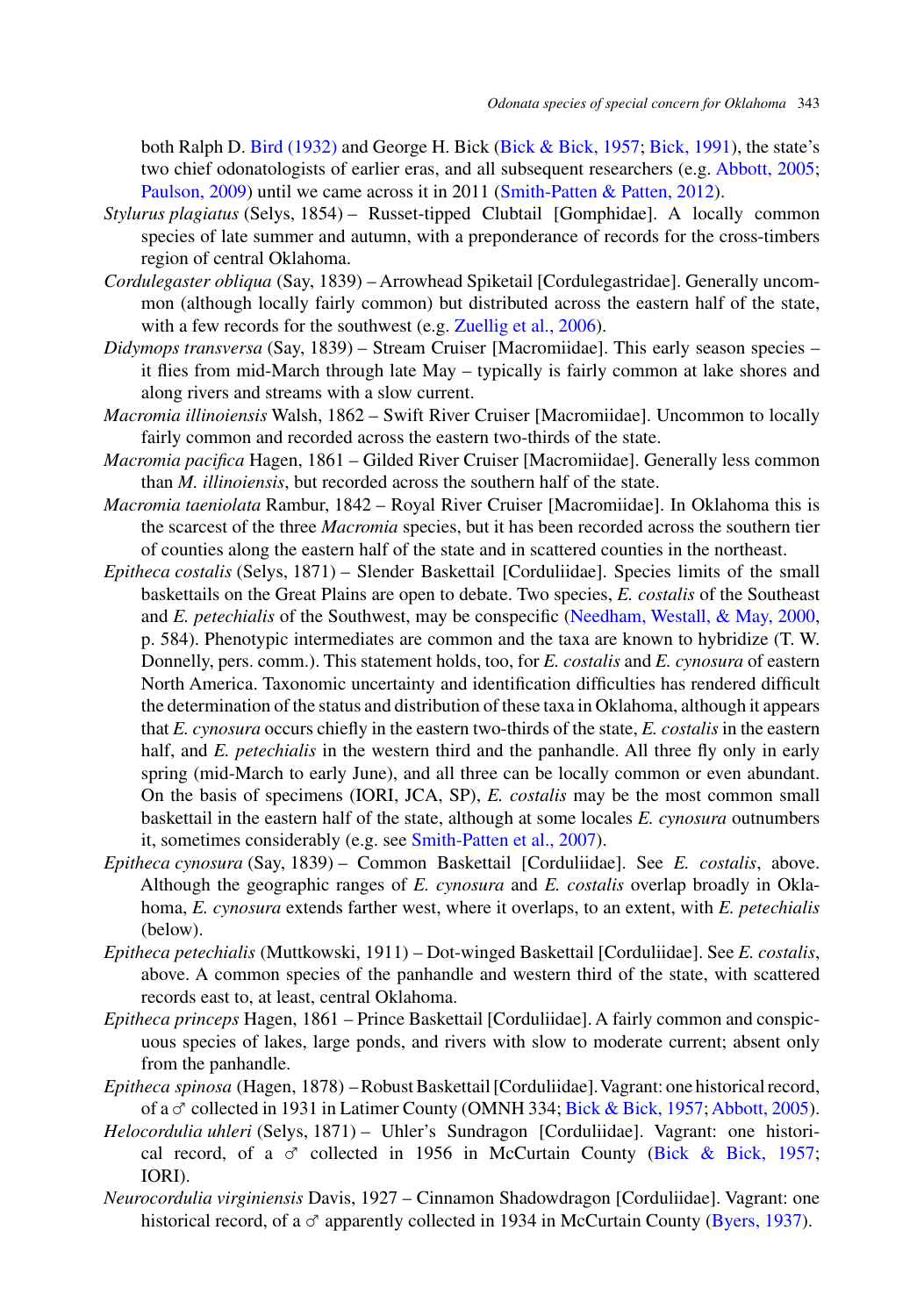both Ralph D. Bird (1932) and George H. Bick (Bick & Bick, 1957; Bick, 1991), the state's two chief odonatologists of earlier eras, and all subsequent researchers (e.g. Abbott, 2005; Paulson, 2009) until we came across it in 2011 (Smith-Patten & Patten, 2012).

*Stylurus plagiatus* (Selys, 1854) – Russet-tipped Clubtail [Gomphidae]. A locally common species of late summer and autumn, with a preponderance of records for the cross-timbers region of central Oklahoma.

*Cordulegaster obliqua* (Say, 1839) – Arrowhead Spiketail [Cordulegastridae]. Generally uncommon (although locally fairly common) but distributed across the eastern half of the state, with a few records for the southwest (e.g. Zuellig et al., 2006).

*Didymops transversa* (Say, 1839) – Stream Cruiser [Macromiidae]. This early season species – it flies from mid-March through late May – typically is fairly common at lake shores and along rivers and streams with a slow current.

*Macromia illinoiensis* Walsh, 1862 – Swift River Cruiser [Macromiidae]. Uncommon to locally fairly common and recorded across the eastern two-thirds of the state.

*Macromia pacifica* Hagen, 1861 – Gilded River Cruiser [Macromiidae]. Generally less common than *M. illinoiensis*, but recorded across the southern half of the state.

*Macromia taeniolata* Rambur, 1842 – Royal River Cruiser [Macromiidae]. In Oklahoma this is the scarcest of the three *Macromia* species, but it has been recorded across the southern tier of counties along the eastern half of the state and in scattered counties in the northeast.

*Epitheca costalis* (Selys, 1871) – Slender Baskettail [Corduliidae]. Species limits of the small baskettails on the Great Plains are open to debate. Two species, *E. costalis* of the Southeast and *E. petechialis* of the Southwest, may be conspecific (Needham, Westall, & May, 2000, p. 584). Phenotypic intermediates are common and the taxa are known to hybridize (T. W. Donnelly, pers. comm.). This statement holds, too, for *E. costalis* and *E. cynosura* of eastern North America. Taxonomic uncertainty and identification difficulties has rendered difficult the determination of the status and distribution of these taxa in Oklahoma, although it appears that *E. cynosura* occurs chiefly in the eastern two-thirds of the state, *E. costalis* in the eastern half, and *E. petechialis* in the western third and the panhandle. All three fly only in early spring (mid-March to early June), and all three can be locally common or even abundant. On the basis of specimens (IORI, JCA, SP), *E. costalis* may be the most common small baskettail in the eastern half of the state, although at some locales *E. cynosura* outnumbers it, sometimes considerably (e.g. see Smith-Patten et al., 2007).

*Epitheca cynosura* (Say, 1839) – Common Baskettail [Corduliidae]. See *E. costalis*, above. Although the geographic ranges of *E. cynosura* and *E. costalis* overlap broadly in Oklahoma, *E. cynosura* extends farther west, where it overlaps, to an extent, with *E. petechialis* (below).

*Epitheca petechialis* (Muttkowski, 1911) – Dot-winged Baskettail [Corduliidae]. See *E. costalis*, above. A common species of the panhandle and western third of the state, with scattered records east to, at least, central Oklahoma.

*Epitheca princeps* Hagen, 1861 – Prince Baskettail [Corduliidae]. A fairly common and conspicuous species of lakes, large ponds, and rivers with slow to moderate current; absent only from the panhandle.

*Epitheca spinosa* (Hagen, 1878) – Robust Baskettail [Corduliidae]. Vagrant: one historical record, of a ♂ collected in 1931 in Latimer County (OMNH 334; Bick & Bick, 1957; Abbott, 2005).

*Helocordulia uhleri* (Selys, 1871) – Uhler's Sundragon [Corduliidae]. Vagrant: one historical record, of a ♂ collected in 1956 in McCurtain County (Bick & Bick, 1957; IORI).

*Neurocordulia virginiensis* Davis, 1927 – Cinnamon Shadowdragon [Corduliidae]. Vagrant: one historical record, of a ♂ apparently collected in 1934 in McCurtain County (Byers, 1937).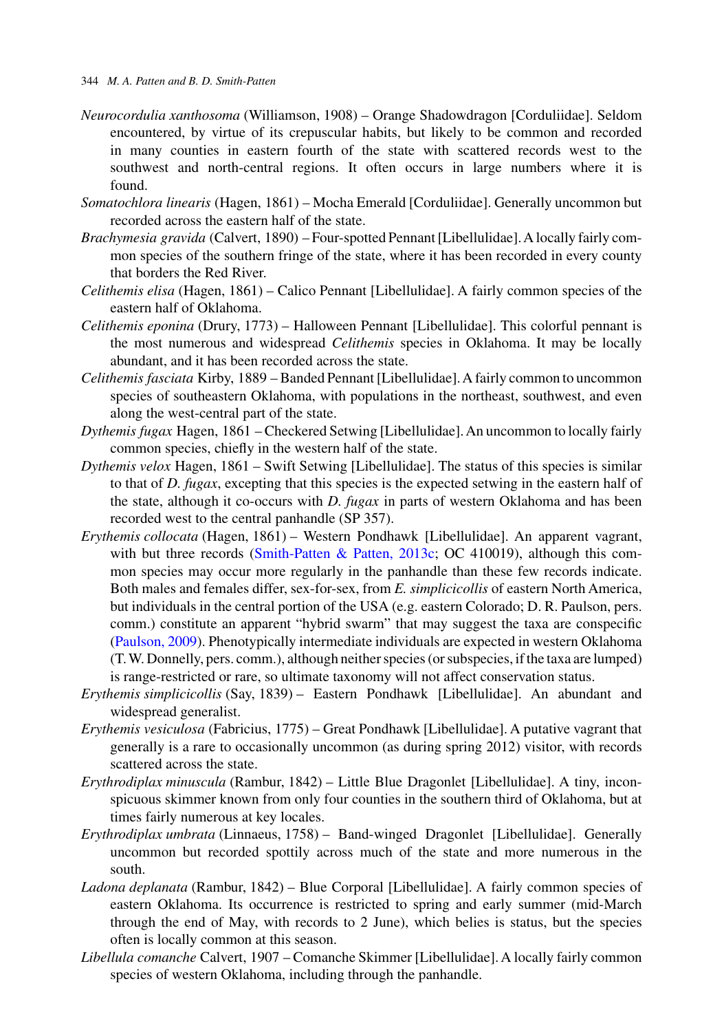*Neurocordulia xanthosoma* (Williamson, 1908) – Orange Shadowdragon [Corduliidae]. Seldom encountered, by virtue of its crepuscular habits, but likely to be common and recorded in many counties in eastern fourth of the state with scattered records west to the southwest and north-central regions. It often occurs in large numbers where it is found.

*Somatochlora linearis* (Hagen, 1861) – Mocha Emerald [Corduliidae]. Generally uncommon but recorded across the eastern half of the state.

*Brachymesia gravida* (Calvert, 1890) – Four-spotted Pennant [Libellulidae]. A locally fairly common species of the southern fringe of the state, where it has been recorded in every county that borders the Red River.

*Celithemis elisa* (Hagen, 1861) – Calico Pennant [Libellulidae]. A fairly common species of the eastern half of Oklahoma.

*Celithemis eponina* (Drury, 1773) – Halloween Pennant [Libellulidae]. This colorful pennant is the most numerous and widespread *Celithemis* species in Oklahoma. It may be locally abundant, and it has been recorded across the state.

*Celithemis fasciata* Kirby, 1889 – Banded Pennant [Libellulidae]. A fairly common to uncommon species of southeastern Oklahoma, with populations in the northeast, southwest, and even along the west-central part of the state.

*Dythemis fugax* Hagen, 1861 – Checkered Setwing [Libellulidae]. An uncommon to locally fairly common species, chiefly in the western half of the state.

*Dythemis velox* Hagen, 1861 – Swift Setwing [Libellulidae]. The status of this species is similar to that of *D. fugax*, excepting that this species is the expected setwing in the eastern half of the state, although it co-occurs with *D. fugax* in parts of western Oklahoma and has been recorded west to the central panhandle (SP 357).

*Erythemis collocata* (Hagen, 1861) – Western Pondhawk [Libellulidae]. An apparent vagrant, with but three records (Smith-Patten & Patten, 2013c; OC 410019), although this common species may occur more regularly in the panhandle than these few records indicate. Both males and females differ, sex-for-sex, from *E. simplicicollis* of eastern North America, but individuals in the central portion of the USA (e.g. eastern Colorado; D. R. Paulson, pers. comm.) constitute an apparent "hybrid swarm" that may suggest the taxa are conspecific (Paulson, 2009). Phenotypically intermediate individuals are expected in western Oklahoma (T. W. Donnelly, pers. comm.), although neither species (or subspecies, if the taxa are lumped) is range-restricted or rare, so ultimate taxonomy will not affect conservation status.

*Erythemis simplicicollis* (Say, 1839) – Eastern Pondhawk [Libellulidae]. An abundant and widespread generalist.

*Erythemis vesiculosa* (Fabricius, 1775) – Great Pondhawk [Libellulidae]. A putative vagrant that generally is a rare to occasionally uncommon (as during spring 2012) visitor, with records scattered across the state.

*Erythrodiplax minuscula* (Rambur, 1842) – Little Blue Dragonlet [Libellulidae]. A tiny, inconspicuous skimmer known from only four counties in the southern third of Oklahoma, but at times fairly numerous at key locales.

*Erythrodiplax umbrata* (Linnaeus, 1758) – Band-winged Dragonlet [Libellulidae]. Generally uncommon but recorded spottily across much of the state and more numerous in the south.

*Ladona deplanata* (Rambur, 1842) – Blue Corporal [Libellulidae]. A fairly common species of eastern Oklahoma. Its occurrence is restricted to spring and early summer (mid-March through the end of May, with records to 2 June), which belies is status, but the species often is locally common at this season.

*Libellula comanche* Calvert, 1907 – Comanche Skimmer [Libellulidae]. A locally fairly common species of western Oklahoma, including through the panhandle.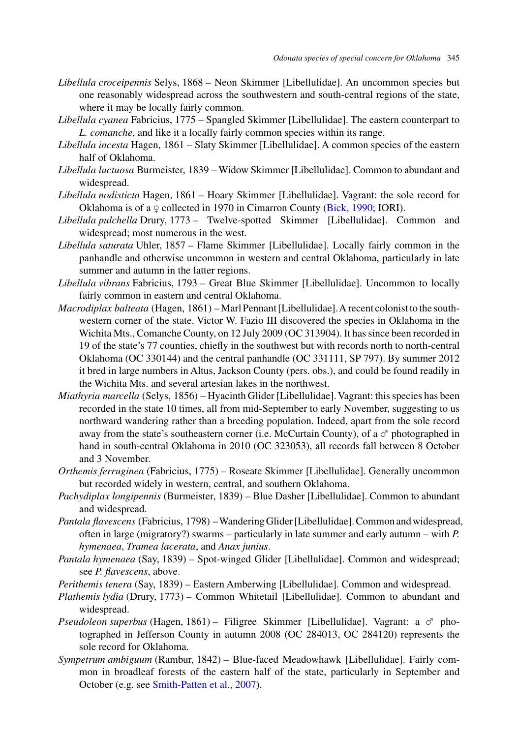*Libellula croceipennis* Selys, 1868 – Neon Skimmer [Libellulidae]. An uncommon species but one reasonably widespread across the southwestern and south-central regions of the state, where it may be locally fairly common.

*Libellula cyanea* Fabricius, 1775 – Spangled Skimmer [Libellulidae]. The eastern counterpart to *L. comanche*, and like it a locally fairly common species within its range.

*Libellula incesta* Hagen, 1861 – Slaty Skimmer [Libellulidae]. A common species of the eastern half of Oklahoma.

*Libellula luctuosa* Burmeister, 1839 – Widow Skimmer [Libellulidae]. Common to abundant and widespread.

*Libellula nodisticta* Hagen, 1861 – Hoary Skimmer [Libellulidae]. Vagrant: the sole record for Oklahoma is of a ♀ collected in 1970 in Cimarron County (Bick, 1990; IORI).

*Libellula pulchella* Drury, 1773 – Twelve-spotted Skimmer [Libellulidae]. Common and widespread; most numerous in the west.

*Libellula saturata* Uhler, 1857 – Flame Skimmer [Libellulidae]. Locally fairly common in the panhandle and otherwise uncommon in western and central Oklahoma, particularly in late summer and autumn in the latter regions.

*Libellula vibrans* Fabricius, 1793 – Great Blue Skimmer [Libellulidae]. Uncommon to locally fairly common in eastern and central Oklahoma.

*Macrodiplax balteata* (Hagen, 1861) – Marl Pennant [Libellulidae]. A recent colonist to the southwestern corner of the state. Victor W. Fazio III discovered the species in Oklahoma in the Wichita Mts., Comanche County, on 12 July 2009 (OC 313904). It has since been recorded in 19 of the state's 77 counties, chiefly in the southwest but with records north to north-central Oklahoma (OC 330144) and the central panhandle (OC 331111, SP 797). By summer 2012 it bred in large numbers in Altus, Jackson County (pers. obs.), and could be found readily in the Wichita Mts. and several artesian lakes in the northwest.

*Miathyria marcella* (Selys, 1856) – Hyacinth Glider [Libellulidae]. Vagrant: this species has been recorded in the state 10 times, all from mid-September to early November, suggesting to us northward wandering rather than a breeding population. Indeed, apart from the sole record away from the state's southeastern corner (i.e. McCurtain County), of a ♂ photographed in hand in south-central Oklahoma in 2010 (OC 323053), all records fall between 8 October and 3 November.

*Orthemis ferruginea* (Fabricius, 1775) – Roseate Skimmer [Libellulidae]. Generally uncommon but recorded widely in western, central, and southern Oklahoma.

*Pachydiplax longipennis* (Burmeister, 1839) – Blue Dasher [Libellulidae]. Common to abundant and widespread.

*Pantala flavescens* (Fabricius, 1798) – Wandering Glider [Libellulidae]. Common and widespread, often in large (migratory?) swarms – particularly in late summer and early autumn – with *P. hymenaea*, *Tramea lacerata*, and *Anax junius*.

*Pantala hymenaea* (Say, 1839) – Spot-winged Glider [Libellulidae]. Common and widespread; see *P. flavescens*, above.

*Perithemis tenera* (Say, 1839) – Eastern Amberwing [Libellulidae]. Common and widespread.

*Plathemis lydia* (Drury, 1773) – Common Whitetail [Libellulidae]. Common to abundant and widespread.

*Pseudoleon superbus* (Hagen, 1861) – Filigree Skimmer [Libellulidae]. Vagrant: a ♂ photographed in Jefferson County in autumn 2008 (OC 284013, OC 284120) represents the sole record for Oklahoma.

*Sympetrum ambiguum* (Rambur, 1842) – Blue-faced Meadowhawk [Libellulidae]. Fairly common in broadleaf forests of the eastern half of the state, particularly in September and October (e.g. see Smith-Patten et al., 2007).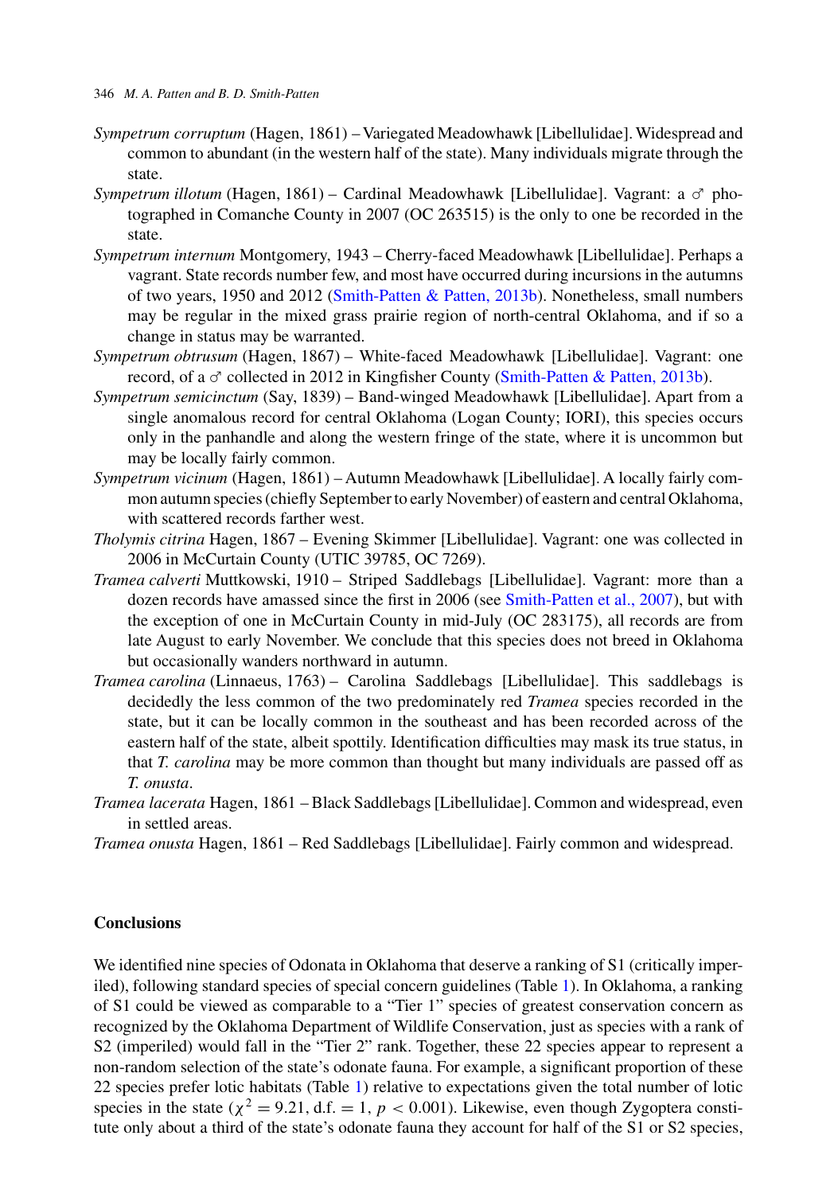*Sympetrum corruptum* (Hagen, 1861) – Variegated Meadowhawk [Libellulidae]. Widespread and common to abundant (in the western half of the state). Many individuals migrate through the state.

*Sympetrum illotum* (Hagen, 1861) – Cardinal Meadowhawk [Libellulidae]. Vagrant: a ♂ photographed in Comanche County in 2007 (OC 263515) is the only to one be recorded in the state.

*Sympetrum internum* Montgomery, 1943 – Cherry-faced Meadowhawk [Libellulidae]. Perhaps a vagrant. State records number few, and most have occurred during incursions in the autumns of two years, 1950 and 2012 (Smith-Patten & Patten, 2013b). Nonetheless, small numbers may be regular in the mixed grass prairie region of north-central Oklahoma, and if so a change in status may be warranted.

*Sympetrum obtrusum* (Hagen, 1867) – White-faced Meadowhawk [Libellulidae]. Vagrant: one record, of a ♂ collected in 2012 in Kingfisher County (Smith-Patten & Patten, 2013b).

*Sympetrum semicinctum* (Say, 1839) – Band-winged Meadowhawk [Libellulidae]. Apart from a single anomalous record for central Oklahoma (Logan County; IORI), this species occurs only in the panhandle and along the western fringe of the state, where it is uncommon but may be locally fairly common.

*Sympetrum vicinum* (Hagen, 1861) – Autumn Meadowhawk [Libellulidae]. A locally fairly common autumn species (chiefly September to early November) of eastern and central Oklahoma, with scattered records farther west.

*Tholymis citrina* Hagen, 1867 – Evening Skimmer [Libellulidae]. Vagrant: one was collected in 2006 in McCurtain County (UTIC 39785, OC 7269).

*Tramea calverti* Muttkowski, 1910 – Striped Saddlebags [Libellulidae]. Vagrant: more than a dozen records have amassed since the first in 2006 (see Smith-Patten et al., 2007), but with the exception of one in McCurtain County in mid-July (OC 283175), all records are from late August to early November. We conclude that this species does not breed in Oklahoma but occasionally wanders northward in autumn.

*Tramea carolina* (Linnaeus, 1763) – Carolina Saddlebags [Libellulidae]. This saddlebags is decidedly the less common of the two predominately red *Tramea* species recorded in the state, but it can be locally common in the southeast and has been recorded across of the eastern half of the state, albeit spottily. Identification difficulties may mask its true status, in that *T. carolina* may be more common than thought but many individuals are passed off as *T. onusta*.

*Tramea lacerata* Hagen, 1861 – Black Saddlebags [Libellulidae]. Common and widespread, even in settled areas.

*Tramea onusta* Hagen, 1861 – Red Saddlebags [Libellulidae]. Fairly common and widespread.

## Conclusions

We identified nine species of Odonata in Oklahoma that deserve a ranking of S1 (critically imperiled), following standard species of special concern guidelines (Table 1). In Oklahoma, a ranking of S1 could be viewed as comparable to a "Tier 1" species of greatest conservation concern as recognized by the Oklahoma Department of Wildlife Conservation, just as species with a rank of S2 (imperiled) would fall in the "Tier 2" rank. Together, these 22 species appear to represent a non-random selection of the state's odonate fauna. For example, a significant proportion of these 22 species prefer lotic habitats (Table 1) relative to expectations given the total number of lotic species in the state ($\chi^2 = 9.21$, d.f. $= 1$, $p < 0.001$). Likewise, even though Zygoptera constitute only about a third of the state's odonate fauna they account for half of the S1 or S2 species,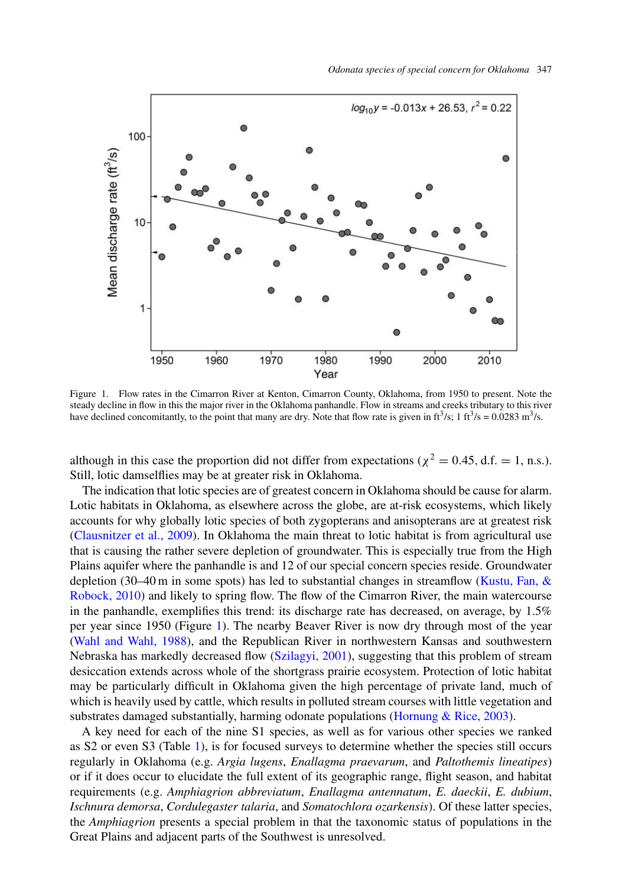Figure 1. Flow rates in the Cimarron River at Kenton, Cimarron County, Oklahoma, from 1950 to present. Note the steady decline in flow in this the major river in the Oklahoma panhandle. Flow in streams and creeks tributary to this river have declined concomitantly, to the point that many are dry. Note that flow rate is given in $ft^3/s$; 1 $ft^3/s$ = 0.0283 $m^3/s$.

although in this case the proportion did not differ from expectations ($\chi^2 = 0.45$, d.f. = 1, n.s.). Still, lotic damselflies may be at greater risk in Oklahoma.

The indication that lotic species are of greatest concern in Oklahoma should be cause for alarm. Lotic habitats in Oklahoma, as elsewhere across the globe, are at-risk ecosystems, which likely accounts for why globally lotic species of both zygopterans and anisopterans are at greatest risk (Clausnitzer et al., 2009). In Oklahoma the main threat to lotic habitat is from agricultural use that is causing the rather severe depletion of groundwater. This is especially true from the High Plains aquifer where the panhandle is and 12 of our special concern species reside. Groundwater depletion (30–40 m in some spots) has led to substantial changes in streamflow (Kustu, Fan, & Robock, 2010) and likely to spring flow. The flow of the Cimarron River, the main watercourse in the panhandle, exemplifies this trend: its discharge rate has decreased, on average, by 1.5% per year since 1950 (Figure 1). The nearby Beaver River is now dry through most of the year (Wahl and Wahl, 1988), and the Republican River in northwestern Kansas and southwestern Nebraska has markedly decreased flow (Szilagyi, 2001), suggesting that this problem of stream desiccation extends across whole of the shortgrass prairie ecosystem. Protection of lotic habitat may be particularly difficult in Oklahoma given the high percentage of private land, much of which is heavily used by cattle, which results in polluted stream courses with little vegetation and substrates damaged substantially, harming odonate populations (Hornung & Rice, 2003).

A key need for each of the nine S1 species, as well as for various other species we ranked as S2 or even S3 (Table 1), is for focused surveys to determine whether the species still occurs regularly in Oklahoma (e.g. *Argia lugens*, *Enallagma praevarum*, and *Paltothemis lineatipes*) or if it does occur to elucidate the full extent of its geographic range, flight season, and habitat requirements (e.g. *Amphiagrion abbreviatum*, *Enallagma antennatum*, *E. daeckii*, *E. dubium*, *Ischnura demorsa*, *Cordulegaster talaria*, and *Somatochlora ozarkensis*). Of these latter species, the *Amphiagrion* presents a special problem in that the taxonomic status of populations in the Great Plains and adjacent parts of the Southwest is unresolved.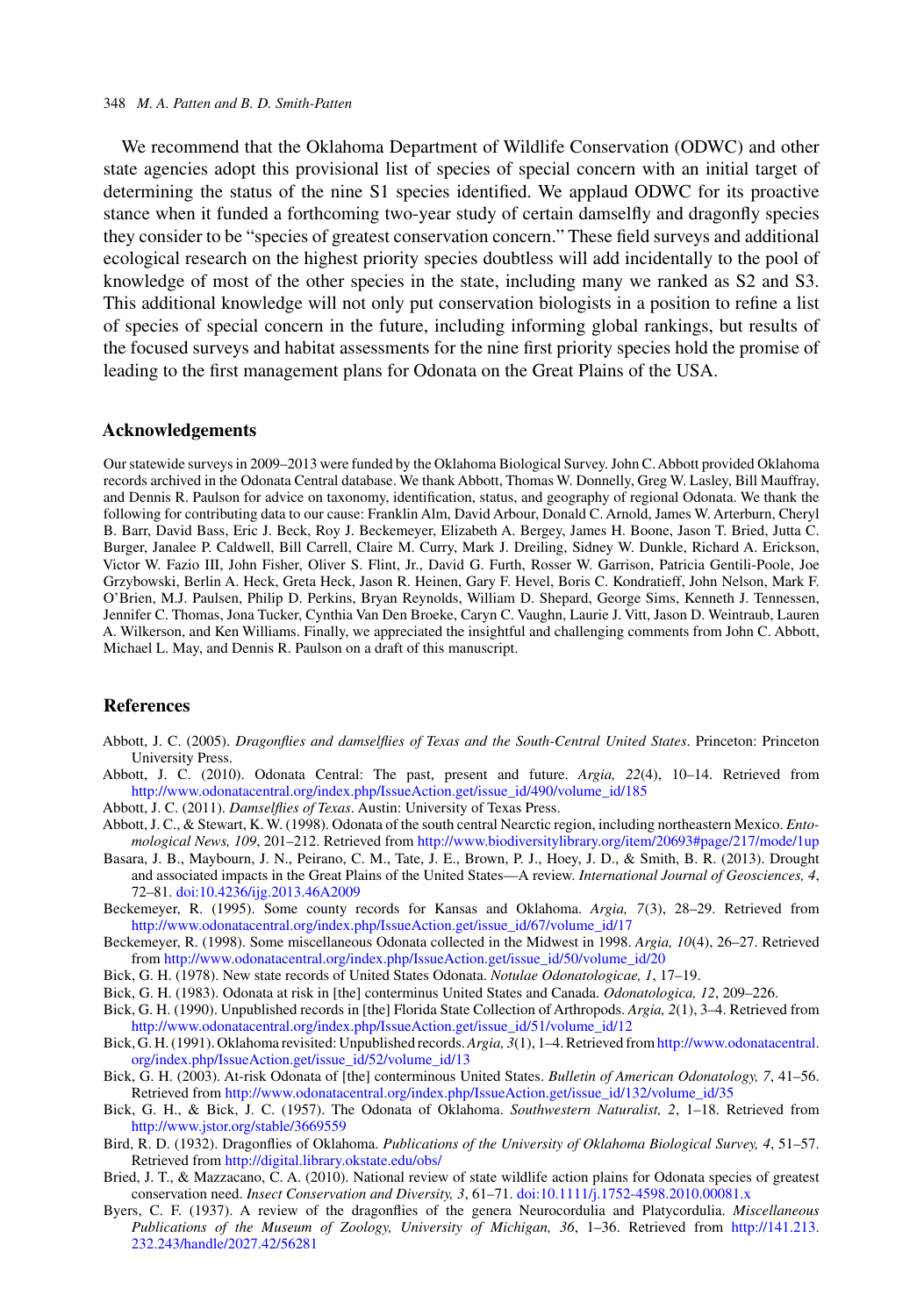We recommend that the Oklahoma Department of Wildlife Conservation (ODWC) and other state agencies adopt this provisional list of species of special concern with an initial target of determining the status of the nine S1 species identified. We applaud ODWC for its proactive stance when it funded a forthcoming two-year study of certain damselfly and dragonfly species they consider to be "species of greatest conservation concern." These field surveys and additional ecological research on the highest priority species doubtless will add incidentally to the pool of knowledge of most of the other species in the state, including many we ranked as S2 and S3. This additional knowledge will not only put conservation biologists in a position to refine a list of species of special concern in the future, including informing global rankings, but results of the focused surveys and habitat assessments for the nine first priority species hold the promise of leading to the first management plans for Odonata on the Great Plains of the USA.

## Acknowledgements

Our statewide surveys in 2009–2013 were funded by the Oklahoma Biological Survey. John C. Abbott provided Oklahoma records archived in the Odonata Central database. We thank Abbott, Thomas W. Donnelly, Greg W. Lasley, Bill Mauffray, and Dennis R. Paulson for advice on taxonomy, identification, status, and geography of regional Odonata. We thank the following for contributing data to our cause: Franklin Alm, David Arbour, Donald C. Arnold, James W. Arterburn, Cheryl B. Barr, David Bass, Eric J. Beck, Roy J. Beckemeyer, Elizabeth A. Bergey, James H. Boone, Jason T. Bried, Jutta C. Burger, Janalee P. Caldwell, Bill Carrell, Claire M. Curry, Mark J. Dreiling, Sidney W. Dunkle, Richard A. Erickson, Victor W. Fazio III, John Fisher, Oliver S. Flint, Jr., David G. Furth, Rosser W. Garrison, Patricia Gentili-Poole, Joe Grzybowski, Berlin A. Heck, Greta Heck, Jason R. Heinen, Gary F. Hevel, Boris C. Kondratieff, John Nelson, Mark F. O'Brien, M.J. Paulsen, Philip D. Perkins, Bryan Reynolds, William D. Shepard, George Sims, Kenneth J. Tennessen, Jennifer C. Thomas, Jona Tucker, Cynthia Van Den Broeke, Caryn C. Vaughn, Laurie J. Vitt, Jason D. Weintraub, Lauren A. Wilkerson, and Ken Williams. Finally, we appreciated the insightful and challenging comments from John C. Abbott, Michael L. May, and Dennis R. Paulson on a draft of this manuscript.

## References

Abbott, J. C. (2005). *Dragonflies and damselflies of Texas and the South-Central United States*. Princeton: Princeton University Press.

Abbott, J. C. (2010). Odonata Central: The past, present and future. *Argia, 22*(4), 10–14. Retrieved from http://www.odonatacentral.org/index.php/IssueAction.get/issue_id/490/volume_id/185

Abbott, J. C. (2011). *Damselflies of Texas*. Austin: University of Texas Press.

Abbott, J. C., & Stewart, K. W. (1998). Odonata of the south central Nearctic region, including northeastern Mexico. *Entomological News, 109*, 201–212. Retrieved from http://www.biodiversitylibrary.org/item/20693#page/217/mode/1up

Basara, J. B., Maybourn, J. N., Peirano, C. M., Tate, J. E., Brown, P. J., Hoey, J. D., & Smith, B. R. (2013). Drought and associated impacts in the Great Plains of the United States—A review. *International Journal of Geosciences, 4*, 72–81. doi:10.4236/ijg.2013.46A2009

Beckemeyer, R. (1995). Some county records for Kansas and Oklahoma. *Argia, 7*(3), 28–29. Retrieved from http://www.odonatacentral.org/index.php/IssueAction.get/issue_id/67/volume_id/17

Beckemeyer, R. (1998). Some miscellaneous Odonata collected in the Midwest in 1998. *Argia, 10*(4), 26–27. Retrieved from http://www.odonatacentral.org/index.php/IssueAction.get/issue_id/50/volume_id/20

Bick, G. H. (1978). New state records of United States Odonata. *Notulae Odonatologicae, 1*, 17–19.

Bick, G. H. (1983). Odonata at risk in [the] conterminus United States and Canada. *Odonatologica, 12*, 209–226.

Bick, G. H. (1990). Unpublished records in [the] Florida State Collection of Arthropods. *Argia, 2*(1), 3–4. Retrieved from http://www.odonatacentral.org/index.php/IssueAction.get/issue_id/51/volume_id/12

Bick, G. H. (1991). Oklahoma revisited: Unpublished records. *Argia, 3*(1), 1–4. Retrieved from http://www.odonatacentral.org/index.php/IssueAction.get/issue_id/52/volume_id/13

Bick, G. H. (2003). At-risk Odonata of [the] conterminous United States. *Bulletin of American Odonatology, 7*, 41–56. Retrieved from http://www.odonatacentral.org/index.php/IssueAction.get/issue_id/132/volume_id/35

Bick, G. H., & Bick, J. C. (1957). The Odonata of Oklahoma. *Southwestern Naturalist, 2*, 1–18. Retrieved from http://www.jstor.org/stable/3669559

Bird, R. D. (1932). Dragonflies of Oklahoma. *Publications of the University of Oklahoma Biological Survey, 4*, 51–57. Retrieved from http://digital.library.okstate.edu/obs/

Bried, J. T., & Mazzacano, C. A. (2010). National review of state wildlife action plains for Odonata species of greatest conservation need. *Insect Conservation and Diversity, 3*, 61–71. doi:10.1111/j.1752-4598.2010.00081.x

Byers, C. F. (1937). A review of the dragonflies of the genera Neurocordulia and Platycordulia. *Miscellaneous Publications of the Museum of Zoology, University of Michigan, 36*, 1–36. Retrieved from http://141.213.232.243/handle/2027.42/56281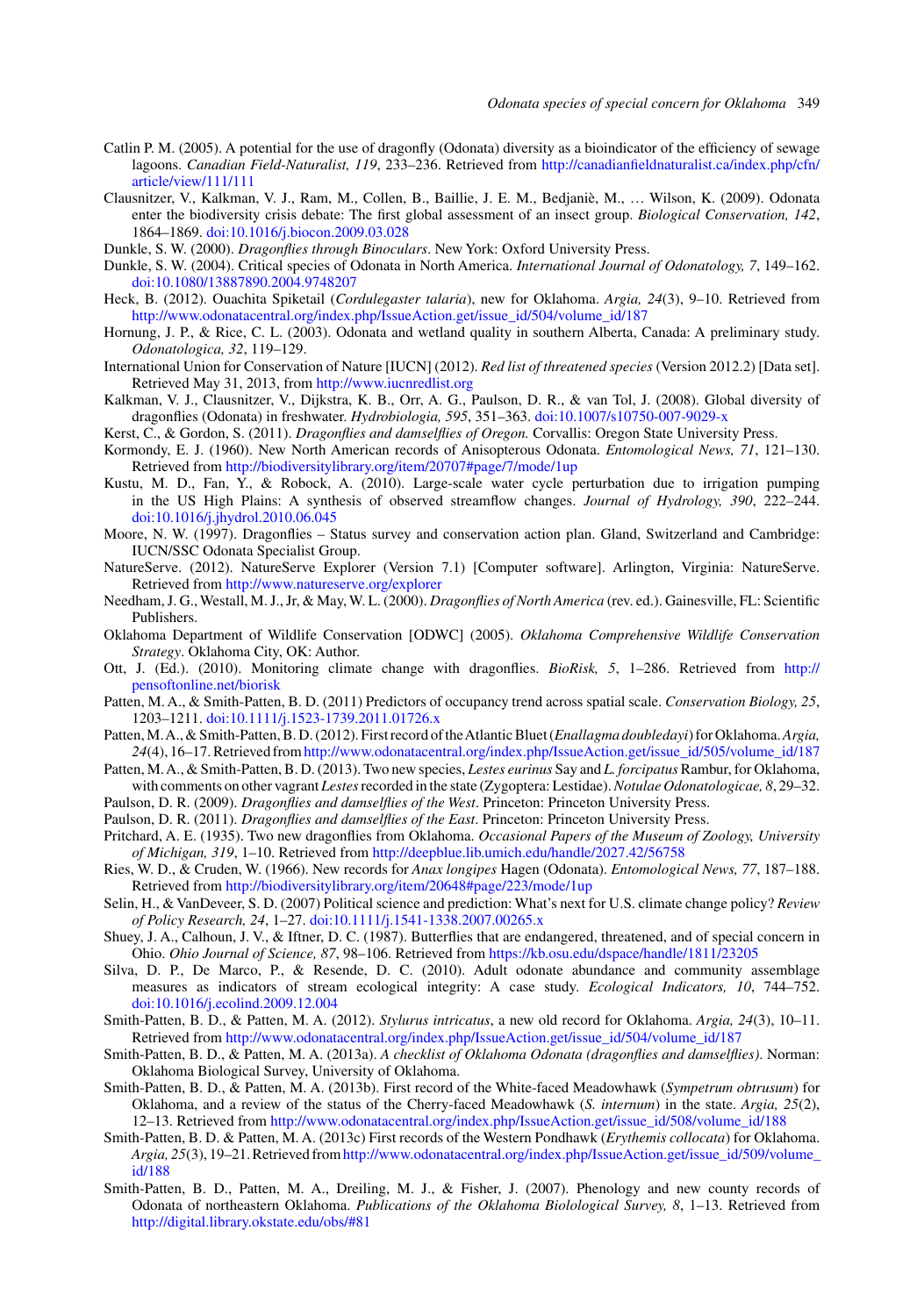Catlin P. M. (2005). A potential for the use of dragonfly (Odonata) diversity as a bioindicator of the efficiency of sewage lagoons. *Canadian Field-Naturalist, 119*, 233–236. Retrieved from http://canadianfieldnaturalist.ca/index.php/cfn/article/view/111/111

Clausnitzer, V., Kalkman, V. J., Ram, M., Collen, B., Baillie, J. E. M., Bedjaniè, M., … Wilson, K. (2009). Odonata enter the biodiversity crisis debate: The first global assessment of an insect group. *Biological Conservation, 142*, 1864–1869. doi:10.1016/j.biocon.2009.03.028

Dunkle, S. W. (2000). *Dragonflies through Binoculars*. New York: Oxford University Press.

Dunkle, S. W. (2004). Critical species of Odonata in North America. *International Journal of Odonatology, 7*, 149–162. doi:10.1080/13887890.2004.9748207

Heck, B. (2012). Ouachita Spiketail (*Cordulegaster talaria*), new for Oklahoma. *Argia, 24*(3), 9–10. Retrieved from http://www.odonatacentral.org/index.php/IssueAction.get/issue_id/504/volume_id/187

Hornung, J. P., & Rice, C. L. (2003). Odonata and wetland quality in southern Alberta, Canada: A preliminary study. *Odonatologica, 32*, 119–129.

International Union for Conservation of Nature [IUCN] (2012). *Red list of threatened species* (Version 2012.2) [Data set]. Retrieved May 31, 2013, from http://www.iucnredlist.org

Kalkman, V. J., Clausnitzer, V., Dijkstra, K. B., Orr, A. G., Paulson, D. R., & van Tol, J. (2008). Global diversity of dragonflies (Odonata) in freshwater. *Hydrobiologia, 595*, 351–363. doi:10.1007/s10750-007-9029-x

Kerst, C., & Gordon, S. (2011). *Dragonflies and damselflies of Oregon.* Corvallis: Oregon State University Press.

Kormondy, E. J. (1960). New North American records of Anisopterous Odonata. *Entomological News, 71*, 121–130. Retrieved from http://biodiversitylibrary.org/item/20707#page/7/mode/1up

Kustu, M. D., Fan, Y., & Robock, A. (2010). Large-scale water cycle perturbation due to irrigation pumping in the US High Plains: A synthesis of observed streamflow changes. *Journal of Hydrology, 390*, 222–244. doi:10.1016/j.jhydrol.2010.06.045

Moore, N. W. (1997). Dragonflies – Status survey and conservation action plan. Gland, Switzerland and Cambridge: IUCN/SSC Odonata Specialist Group.

NatureServe. (2012). NatureServe Explorer (Version 7.1) [Computer software]. Arlington, Virginia: NatureServe. Retrieved from http://www.natureserve.org/explorer

Needham, J. G., Westall, M. J., Jr, & May, W. L. (2000). *Dragonflies of North America* (rev. ed.). Gainesville, FL: Scientific Publishers.

Oklahoma Department of Wildlife Conservation [ODWC] (2005). *Oklahoma Comprehensive Wildlife Conservation Strategy*. Oklahoma City, OK: Author.

Ott, J. (Ed.). (2010). Monitoring climate change with dragonflies. *BioRisk, 5*, 1–286. Retrieved from http://pensoftonline.net/biorisk

Patten, M. A., & Smith-Patten, B. D. (2011) Predictors of occupancy trend across spatial scale. *Conservation Biology, 25*, 1203–1211. doi:10.1111/j.1523-1739.2011.01726.x

Patten, M. A., & Smith-Patten, B. D. (2012). First record of the Atlantic Bluet (*Enallagma doubledayi*) for Oklahoma. *Argia, 24*(4), 16–17. Retrieved from http://www.odonatacentral.org/index.php/IssueAction.get/issue_id/505/volume_id/187

Patten, M. A., & Smith-Patten, B. D. (2013). Two new species, *Lestes eurinus* Say and *L. forcipatus* Rambur, for Oklahoma, with comments on other vagrant *Lestes* recorded in the state (Zygoptera: Lestidae). *Notulae Odonatologicae, 8*, 29–32.

Paulson, D. R. (2009). *Dragonflies and damselflies of the West*. Princeton: Princeton University Press.

Paulson, D. R. (2011). *Dragonflies and damselflies of the East*. Princeton: Princeton University Press.

Pritchard, A. E. (1935). Two new dragonflies from Oklahoma. *Occasional Papers of the Museum of Zoology, University of Michigan, 319*, 1–10. Retrieved from http://deepblue.lib.umich.edu/handle/2027.42/56758

Ries, W. D., & Cruden, W. (1966). New records for *Anax longipes* Hagen (Odonata). *Entomological News, 77*, 187–188. Retrieved from http://biodiversitylibrary.org/item/20648#page/223/mode/1up

Selin, H., & VanDeveer, S. D. (2007) Political science and prediction: What's next for U.S. climate change policy? *Review of Policy Research, 24*, 1–27. doi:10.1111/j.1541-1338.2007.00265.x

Shuey, J. A., Calhoun, J. V., & Iftner, D. C. (1987). Butterflies that are endangered, threatened, and of special concern in Ohio. *Ohio Journal of Science, 87*, 98–106. Retrieved from https://kb.osu.edu/dspace/handle/1811/23205

Silva, D. P., De Marco, P., & Resende, D. C. (2010). Adult odonate abundance and community assemblage measures as indicators of stream ecological integrity: A case study. *Ecological Indicators, 10*, 744–752. doi:10.1016/j.ecolind.2009.12.004

Smith-Patten, B. D., & Patten, M. A. (2012). *Stylurus intricatus*, a new old record for Oklahoma. *Argia, 24*(3), 10–11. Retrieved from http://www.odonatacentral.org/index.php/IssueAction.get/issue_id/504/volume_id/187

Smith-Patten, B. D., & Patten, M. A. (2013a). *A checklist of Oklahoma Odonata (dragonflies and damselflies)*. Norman: Oklahoma Biological Survey, University of Oklahoma.

Smith-Patten, B. D., & Patten, M. A. (2013b). First record of the White-faced Meadowhawk (*Sympetrum obtrusum*) for Oklahoma, and a review of the status of the Cherry-faced Meadowhawk (*S. internum*) in the state. *Argia, 25*(2), 12–13. Retrieved from http://www.odonatacentral.org/index.php/IssueAction.get/issue_id/508/volume_id/188

Smith-Patten, B. D. & Patten, M. A. (2013c) First records of the Western Pondhawk (*Erythemis collocata*) for Oklahoma. *Argia, 25*(3), 19–21. Retrieved from http://www.odonatacentral.org/index.php/IssueAction.get/issue_id/509/volume_id/188

Smith-Patten, B. D., Patten, M. A., Dreiling, M. J., & Fisher, J. (2007). Phenology and new county records of Odonata of northeastern Oklahoma. *Publications of the Oklahoma Biolological Survey, 8*, 1–13. Retrieved from http://digital.library.okstate.edu/obs/#81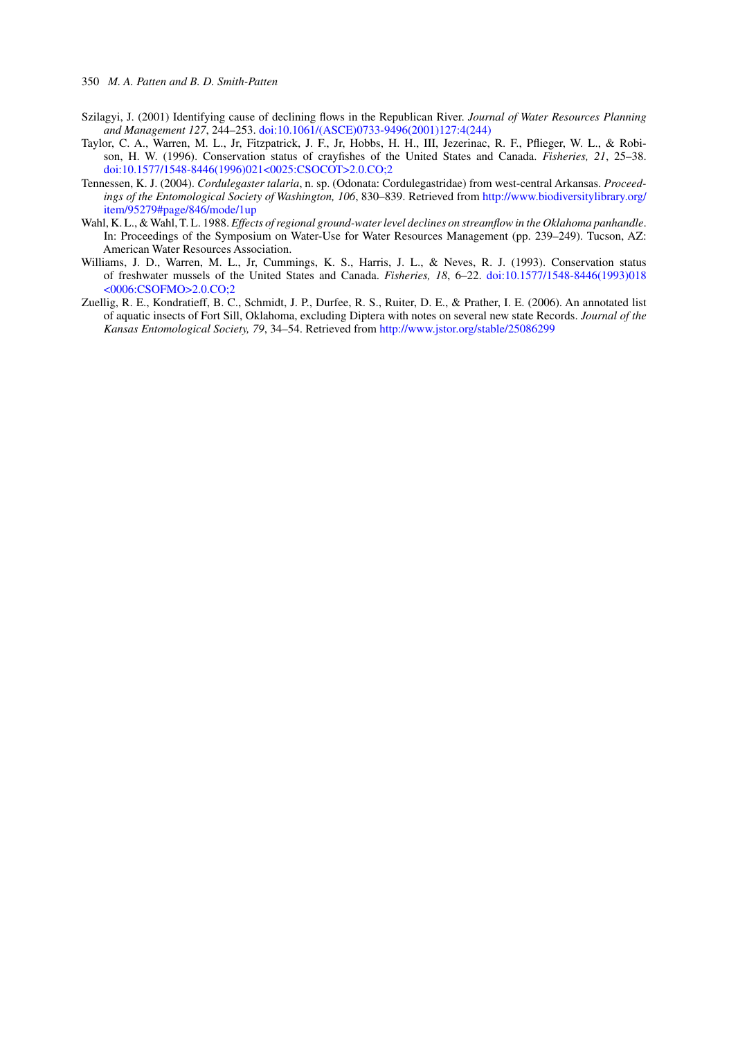Szilagyi, J. (2001) Identifying cause of declining flows in the Republican River. *Journal of Water Resources Planning and Management 127*, 244–253. doi:10.1061/(ASCE)0733-9496(2001)127:4(244)

Taylor, C. A., Warren, M. L., Jr, Fitzpatrick, J. F., Jr, Hobbs, H. H., III, Jezerinac, R. F., Pflieger, W. L., & Robison, H. W. (1996). Conservation status of crayfishes of the United States and Canada. *Fisheries, 21*, 25–38. doi:10.1577/1548-8446(1996)021<0025:CSOCOT>2.0.CO;2

Tennessen, K. J. (2004). *Cordulegaster talaria*, n. sp. (Odonata: Cordulegastridae) from west-central Arkansas. *Proceedings of the Entomological Society of Washington, 106*, 830–839. Retrieved from http://www.biodiversitylibrary.org/item/95279#page/846/mode/1up

Wahl, K. L., & Wahl, T. L. 1988. *Effects of regional ground-water level declines on streamflow in the Oklahoma panhandle*. In: Proceedings of the Symposium on Water-Use for Water Resources Management (pp. 239–249). Tucson, AZ: American Water Resources Association.

Williams, J. D., Warren, M. L., Jr, Cummings, K. S., Harris, J. L., & Neves, R. J. (1993). Conservation status of freshwater mussels of the United States and Canada. *Fisheries, 18*, 6–22. doi:10.1577/1548-8446(1993)018<0006:CSOFMO>2.0.CO;2

Zuellig, R. E., Kondratieff, B. C., Schmidt, J. P., Durfee, R. S., Ruiter, D. E., & Prather, I. E. (2006). An annotated list of aquatic insects of Fort Sill, Oklahoma, excluding Diptera with notes on several new state Records. *Journal of the Kansas Entomological Society, 79*, 34–54. Retrieved from http://www.jstor.org/stable/25086299